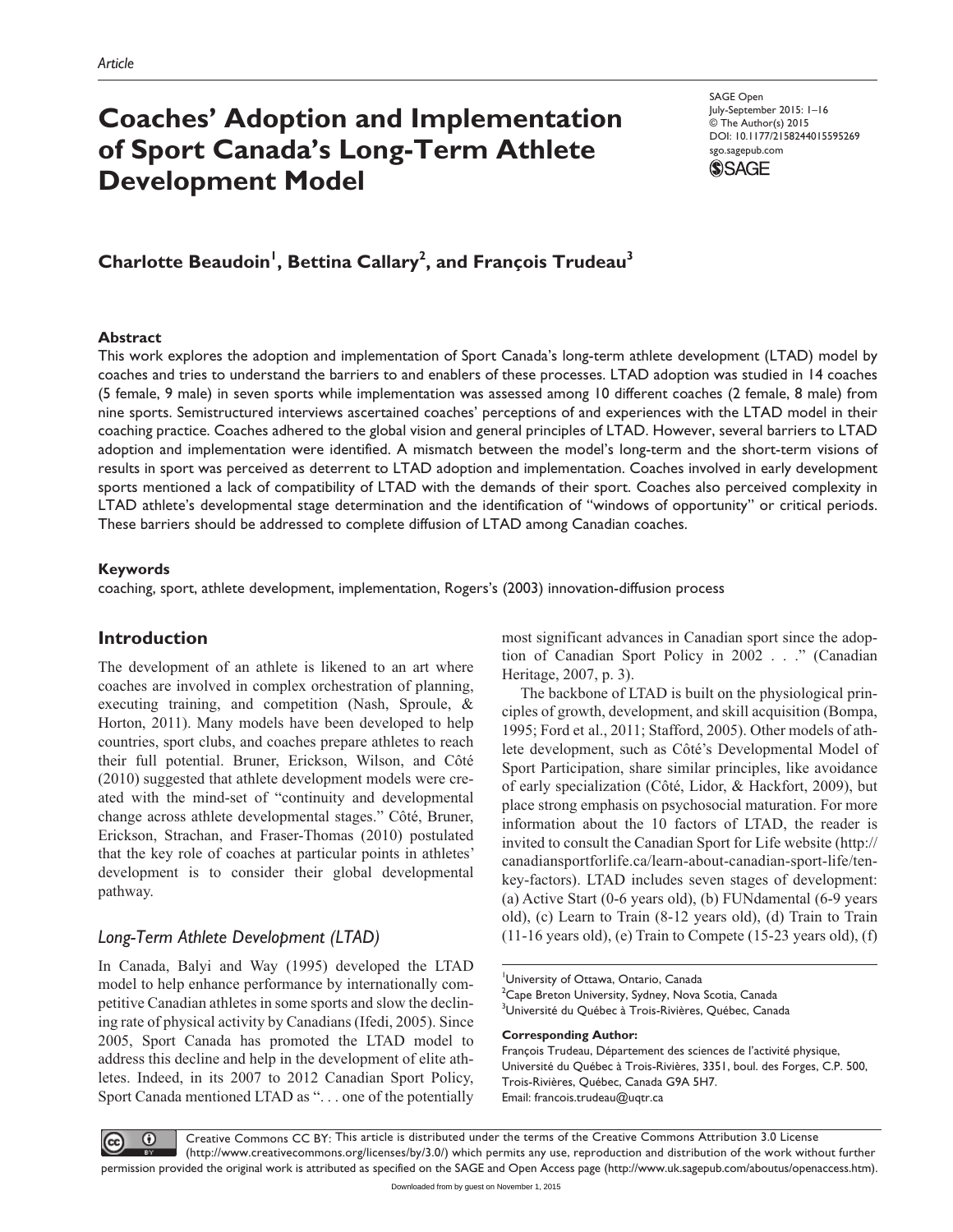Article

# Coaches' Adoption and Implementation of Sport Canada's Long-Term Athlete Development Model

SAGE Open
July-September 2015: 1–16
© The Author(s) 2015
DOI: 10.1177/2158244015595269
sgo.sagepub.com

**Charlotte Beaudoin[1], Bettina Callary[2], and François Trudeau[3]**

## Abstract

This work explores the adoption and implementation of Sport Canada's long-term athlete development (LTAD) model by coaches and tries to understand the barriers to and enablers of these processes. LTAD adoption was studied in 14 coaches (5 female, 9 male) in seven sports while implementation was assessed among 10 different coaches (2 female, 8 male) from nine sports. Semistructured interviews ascertained coaches' perceptions of and experiences with the LTAD model in their coaching practice. Coaches adhered to the global vision and general principles of LTAD. However, several barriers to LTAD adoption and implementation were identified. A mismatch between the model's long-term and the short-term visions of results in sport was perceived as deterrent to LTAD adoption and implementation. Coaches involved in early development sports mentioned a lack of compatibility of LTAD with the demands of their sport. Coaches also perceived complexity in LTAD athlete's developmental stage determination and the identification of "windows of opportunity" or critical periods. These barriers should be addressed to complete diffusion of LTAD among Canadian coaches.

## Keywords

coaching, sport, athlete development, implementation, Rogers's (2003) innovation-diffusion process

## Introduction

The development of an athlete is likened to an art where coaches are involved in complex orchestration of planning, executing training, and competition (Nash, Sproule, & Horton, 2011). Many models have been developed to help countries, sport clubs, and coaches prepare athletes to reach their full potential. Bruner, Erickson, Wilson, and Côté (2010) suggested that athlete development models were created with the mind-set of "continuity and developmental change across athlete developmental stages." Côté, Bruner, Erickson, Strachan, and Fraser-Thomas (2010) postulated that the key role of coaches at particular points in athletes' development is to consider their global developmental pathway.

### *Long-Term Athlete Development (LTAD)*

In Canada, Balyi and Way (1995) developed the LTAD model to help enhance performance by internationally competitive Canadian athletes in some sports and slow the declining rate of physical activity by Canadians (Ifedi, 2005). Since 2005, Sport Canada has promoted the LTAD model to address this decline and help in the development of elite athletes. Indeed, in its 2007 to 2012 Canadian Sport Policy, Sport Canada mentioned LTAD as ". . . one of the potentially most significant advances in Canadian sport since the adoption of Canadian Sport Policy in 2002 . . ." (Canadian Heritage, 2007, p. 3).

The backbone of LTAD is built on the physiological principles of growth, development, and skill acquisition (Bompa, 1995; Ford et al., 2011; Stafford, 2005). Other models of athlete development, such as Côté's Developmental Model of Sport Participation, share similar principles, like avoidance of early specialization (Côté, Lidor, & Hackfort, 2009), but place strong emphasis on psychosocial maturation. For more information about the 10 factors of LTAD, the reader is invited to consult the Canadian Sport for Life website (http://canadiansportforlife.ca/learn-about-canadian-sport-life/ten-key-factors). LTAD includes seven stages of development: (a) Active Start (0-6 years old), (b) FUNdamental (6-9 years old), (c) Learn to Train (8-12 years old), (d) Train to Train (11-16 years old), (e) Train to Compete (15-23 years old), (f)

[1]University of Ottawa, Ontario, Canada
[2]Cape Breton University, Sydney, Nova Scotia, Canada
[3]Université du Québec à Trois-Rivières, Québec, Canada

**Corresponding Author:**
François Trudeau, Département des sciences de l'activité physique, Université du Québec à Trois-Rivières, 3351, boul. des Forges, C.P. 500, Trois-Rivières, Québec, Canada G9A 5H7.
Email: francois.trudeau@uqtr.ca

Creative Commons CC BY: This article is distributed under the terms of the Creative Commons Attribution 3.0 License (http://www.creativecommons.org/licenses/by/3.0/) which permits any use, reproduction and distribution of the work without further permission provided the original work is attributed as specified on the SAGE and Open Access page (http://www.uk.sagepub.com/aboutus/openaccess.htm).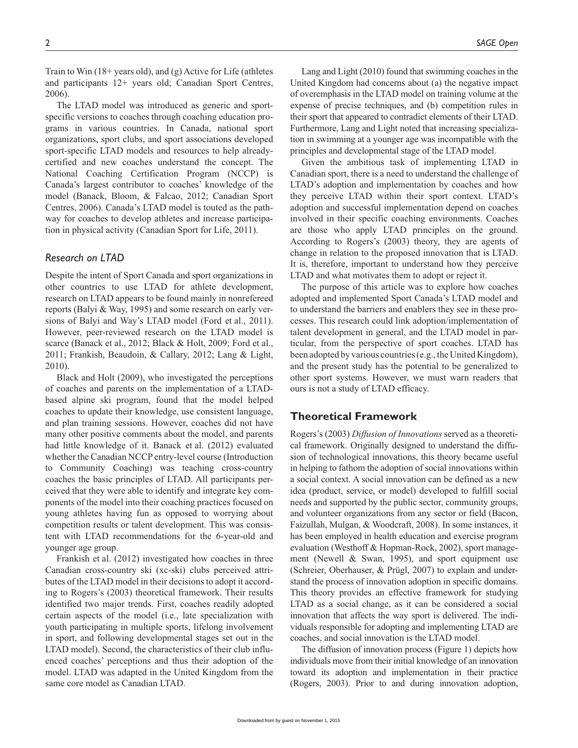Train to Win (18+ years old), and (g) Active for Life (athletes and participants 12+ years old; Canadian Sport Centres, 2006).

The LTAD model was introduced as generic and sport-specific versions to coaches through coaching education programs in various countries. In Canada, national sport organizations, sport clubs, and sport associations developed sport-specific LTAD models and resources to help already-certified and new coaches understand the concept. The National Coaching Certification Program (NCCP) is Canada's largest contributor to coaches' knowledge of the model (Banack, Bloom, & Falcao, 2012; Canadian Sport Centres, 2006). Canada's LTAD model is touted as the pathway for coaches to develop athletes and increase participation in physical activity (Canadian Sport for Life, 2011).

### *Research on LTAD*

Despite the intent of Sport Canada and sport organizations in other countries to use LTAD for athlete development, research on LTAD appears to be found mainly in nonrefereed reports (Balyi & Way, 1995) and some research on early versions of Balyi and Way's LTAD model (Ford et al., 2011). However, peer-reviewed research on the LTAD model is scarce (Banack et al., 2012; Black & Holt, 2009; Ford et al., 2011; Frankish, Beaudoin, & Callary, 2012; Lang & Light, 2010).

Black and Holt (2009), who investigated the perceptions of coaches and parents on the implementation of a LTAD-based alpine ski program, found that the model helped coaches to update their knowledge, use consistent language, and plan training sessions. However, coaches did not have many other positive comments about the model, and parents had little knowledge of it. Banack et al. (2012) evaluated whether the Canadian NCCP entry-level course (Introduction to Community Coaching) was teaching cross-country coaches the basic principles of LTAD. All participants perceived that they were able to identify and integrate key components of the model into their coaching practices focused on young athletes having fun as opposed to worrying about competition results or talent development. This was consistent with LTAD recommendations for the 6-year-old and younger age group.

Frankish et al. (2012) investigated how coaches in three Canadian cross-country ski (xc-ski) clubs perceived attributes of the LTAD model in their decisions to adopt it according to Rogers's (2003) theoretical framework. Their results identified two major trends. First, coaches readily adopted certain aspects of the model (i.e., late specialization with youth participating in multiple sports, lifelong involvement in sport, and following developmental stages set out in the LTAD model). Second, the characteristics of their club influenced coaches' perceptions and thus their adoption of the model. LTAD was adapted in the United Kingdom from the same core model as Canadian LTAD.

Lang and Light (2010) found that swimming coaches in the United Kingdom had concerns about (a) the negative impact of overemphasis in the LTAD model on training volume at the expense of precise techniques, and (b) competition rules in their sport that appeared to contradict elements of their LTAD. Furthermore, Lang and Light noted that increasing specialization in swimming at a younger age was incompatible with the principles and developmental stage of the LTAD model.

Given the ambitious task of implementing LTAD in Canadian sport, there is a need to understand the challenge of LTAD's adoption and implementation by coaches and how they perceive LTAD within their sport context. LTAD's adoption and successful implementation depend on coaches involved in their specific coaching environments. Coaches are those who apply LTAD principles on the ground. According to Rogers's (2003) theory, they are agents of change in relation to the proposed innovation that is LTAD. It is, therefore, important to understand how they perceive LTAD and what motivates them to adopt or reject it.

The purpose of this article was to explore how coaches adopted and implemented Sport Canada's LTAD model and to understand the barriers and enablers they see in these processes. This research could link adoption/implementation of talent development in general, and the LTAD model in particular, from the perspective of sport coaches. LTAD has been adopted by various countries (e.g., the United Kingdom), and the present study has the potential to be generalized to other sport systems. However, we must warn readers that ours is not a study of LTAD efficacy.

## Theoretical Framework

Rogers's (2003) *Diffusion of Innovations* served as a theoretical framework. Originally designed to understand the diffusion of technological innovations, this theory became useful in helping to fathom the adoption of social innovations within a social context. A social innovation can be defined as a new idea (product, service, or model) developed to fulfill social needs and supported by the public sector, community groups, and volunteer organizations from any sector or field (Bacon, Faizullah, Mulgan, & Woodcraft, 2008). In some instances, it has been employed in health education and exercise program evaluation (Westhoff & Hopman-Rock, 2002), sport management (Newell & Swan, 1995), and sport equipment use (Schreier, Oberhauser, & Prügl, 2007) to explain and understand the process of innovation adoption in specific domains. This theory provides an effective framework for studying LTAD as a social change, as it can be considered a social innovation that affects the way sport is delivered. The individuals responsible for adopting and implementing LTAD are coaches, and social innovation is the LTAD model.

The diffusion of innovation process (Figure 1) depicts how individuals move from their initial knowledge of an innovation toward its adoption and implementation in their practice (Rogers, 2003). Prior to and during innovation adoption,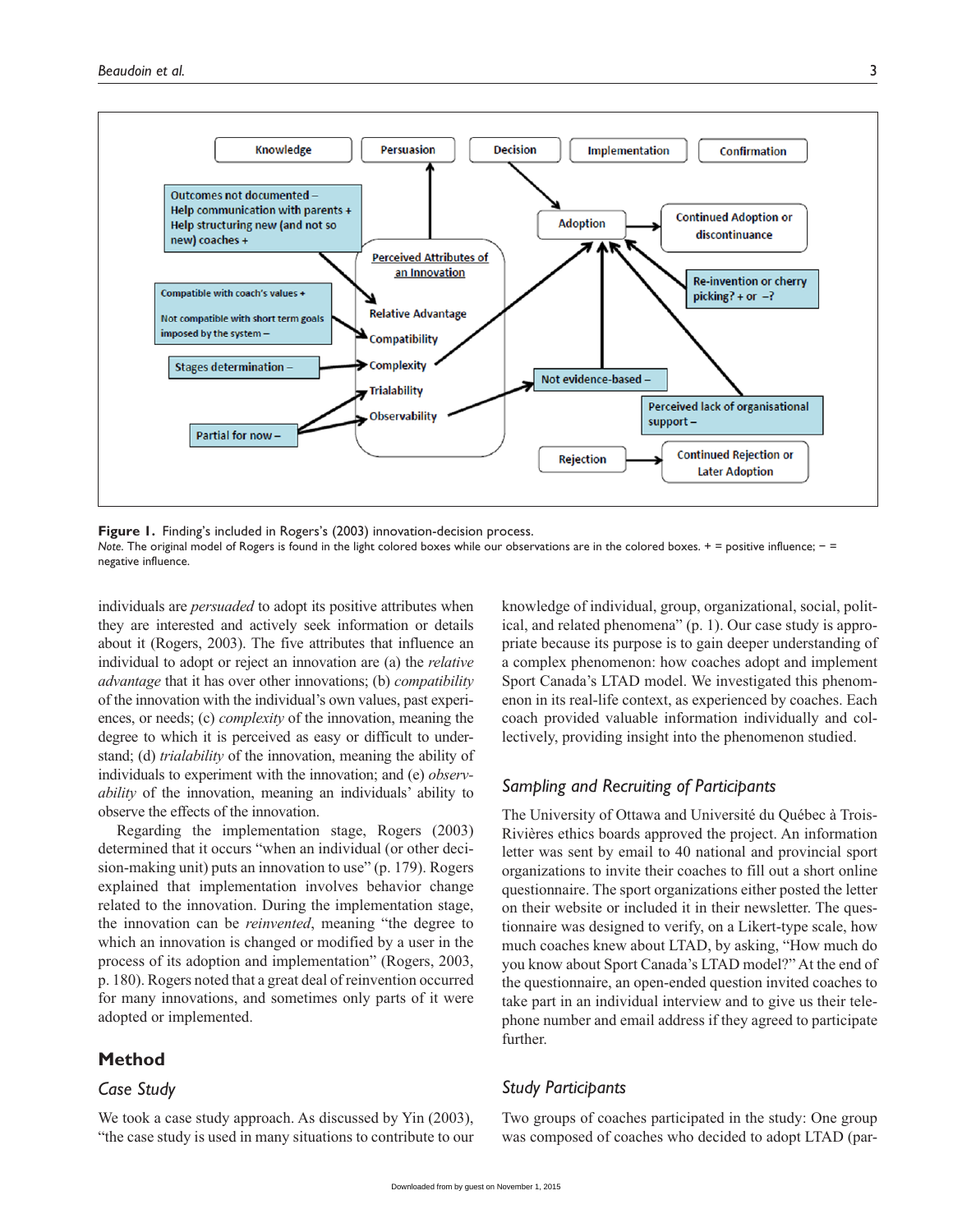Figure 1. Finding's included in Rogers's (2003) innovation-decision process.

*Note.* The original model of Rogers is found in the light colored boxes while our observations are in the colored boxes. + = positive influence; − = negative influence.

individuals are *persuaded* to adopt its positive attributes when they are interested and actively seek information or details about it (Rogers, 2003). The five attributes that influence an individual to adopt or reject an innovation are (a) the *relative advantage* that it has over other innovations; (b) *compatibility* of the innovation with the individual's own values, past experiences, or needs; (c) *complexity* of the innovation, meaning the degree to which it is perceived as easy or difficult to understand; (d) *trialability* of the innovation, meaning the ability of individuals to experiment with the innovation; and (e) *observability* of the innovation, meaning an individuals' ability to observe the effects of the innovation.

Regarding the implementation stage, Rogers (2003) determined that it occurs "when an individual (or other decision-making unit) puts an innovation to use" (p. 179). Rogers explained that implementation involves behavior change related to the innovation. During the implementation stage, the innovation can be *reinvented*, meaning "the degree to which an innovation is changed or modified by a user in the process of its adoption and implementation" (Rogers, 2003, p. 180). Rogers noted that a great deal of reinvention occurred for many innovations, and sometimes only parts of it were adopted or implemented.

## Method

### Case Study

We took a case study approach. As discussed by Yin (2003), "the case study is used in many situations to contribute to our knowledge of individual, group, organizational, social, political, and related phenomena" (p. 1). Our case study is appropriate because its purpose is to gain deeper understanding of a complex phenomenon: how coaches adopt and implement Sport Canada's LTAD model. We investigated this phenomenon in its real-life context, as experienced by coaches. Each coach provided valuable information individually and collectively, providing insight into the phenomenon studied.

### Sampling and Recruiting of Participants

The University of Ottawa and Université du Québec à Trois-Rivières ethics boards approved the project. An information letter was sent by email to 40 national and provincial sport organizations to invite their coaches to fill out a short online questionnaire. The sport organizations either posted the letter on their website or included it in their newsletter. The questionnaire was designed to verify, on a Likert-type scale, how much coaches knew about LTAD, by asking, "How much do you know about Sport Canada's LTAD model?" At the end of the questionnaire, an open-ended question invited coaches to take part in an individual interview and to give us their telephone number and email address if they agreed to participate further.

### Study Participants

Two groups of coaches participated in the study: One group was composed of coaches who decided to adopt LTAD (par-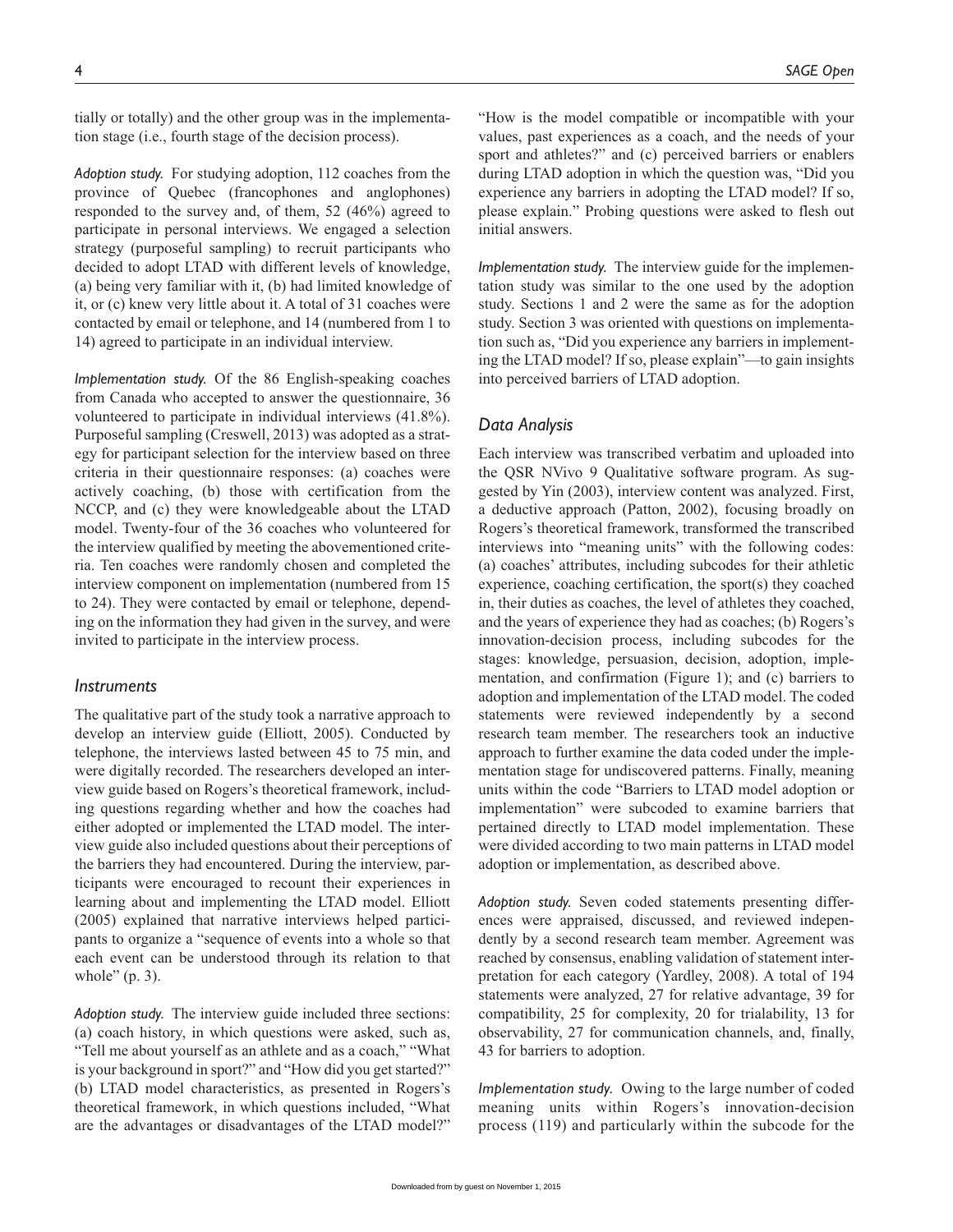tially or totally) and the other group was in the implementation stage (i.e., fourth stage of the decision process).

*Adoption study.* For studying adoption, 112 coaches from the province of Quebec (francophones and anglophones) responded to the survey and, of them, 52 (46%) agreed to participate in personal interviews. We engaged a selection strategy (purposeful sampling) to recruit participants who decided to adopt LTAD with different levels of knowledge, (a) being very familiar with it, (b) had limited knowledge of it, or (c) knew very little about it. A total of 31 coaches were contacted by email or telephone, and 14 (numbered from 1 to 14) agreed to participate in an individual interview.

*Implementation study.* Of the 86 English-speaking coaches from Canada who accepted to answer the questionnaire, 36 volunteered to participate in individual interviews (41.8%). Purposeful sampling (Creswell, 2013) was adopted as a strategy for participant selection for the interview based on three criteria in their questionnaire responses: (a) coaches were actively coaching, (b) those with certification from the NCCP, and (c) they were knowledgeable about the LTAD model. Twenty-four of the 36 coaches who volunteered for the interview qualified by meeting the abovementioned criteria. Ten coaches were randomly chosen and completed the interview component on implementation (numbered from 15 to 24). They were contacted by email or telephone, depending on the information they had given in the survey, and were invited to participate in the interview process.

## Instruments

The qualitative part of the study took a narrative approach to develop an interview guide (Elliott, 2005). Conducted by telephone, the interviews lasted between 45 to 75 min, and were digitally recorded. The researchers developed an interview guide based on Rogers's theoretical framework, including questions regarding whether and how the coaches had either adopted or implemented the LTAD model. The interview guide also included questions about their perceptions of the barriers they had encountered. During the interview, participants were encouraged to recount their experiences in learning about and implementing the LTAD model. Elliott (2005) explained that narrative interviews helped participants to organize a "sequence of events into a whole so that each event can be understood through its relation to that whole" (p. 3).

*Adoption study.* The interview guide included three sections: (a) coach history, in which questions were asked, such as, "Tell me about yourself as an athlete and as a coach," "What is your background in sport?" and "How did you get started?" (b) LTAD model characteristics, as presented in Rogers's theoretical framework, in which questions included, "What are the advantages or disadvantages of the LTAD model?" "How is the model compatible or incompatible with your values, past experiences as a coach, and the needs of your sport and athletes?" and (c) perceived barriers or enablers during LTAD adoption in which the question was, "Did you experience any barriers in adopting the LTAD model? If so, please explain." Probing questions were asked to flesh out initial answers.

*Implementation study.* The interview guide for the implementation study was similar to the one used by the adoption study. Sections 1 and 2 were the same as for the adoption study. Section 3 was oriented with questions on implementation such as, "Did you experience any barriers in implementing the LTAD model? If so, please explain"—to gain insights into perceived barriers of LTAD adoption.

## Data Analysis

Each interview was transcribed verbatim and uploaded into the QSR NVivo 9 Qualitative software program. As suggested by Yin (2003), interview content was analyzed. First, a deductive approach (Patton, 2002), focusing broadly on Rogers's theoretical framework, transformed the transcribed interviews into "meaning units" with the following codes: (a) coaches' attributes, including subcodes for their athletic experience, coaching certification, the sport(s) they coached in, their duties as coaches, the level of athletes they coached, and the years of experience they had as coaches; (b) Rogers's innovation-decision process, including subcodes for the stages: knowledge, persuasion, decision, adoption, implementation, and confirmation (Figure 1); and (c) barriers to adoption and implementation of the LTAD model. The coded statements were reviewed independently by a second research team member. The researchers took an inductive approach to further examine the data coded under the implementation stage for undiscovered patterns. Finally, meaning units within the code "Barriers to LTAD model adoption or implementation" were subcoded to examine barriers that pertained directly to LTAD model implementation. These were divided according to two main patterns in LTAD model adoption or implementation, as described above.

*Adoption study.* Seven coded statements presenting differences were appraised, discussed, and reviewed independently by a second research team member. Agreement was reached by consensus, enabling validation of statement interpretation for each category (Yardley, 2008). A total of 194 statements were analyzed, 27 for relative advantage, 39 for compatibility, 25 for complexity, 20 for trialability, 13 for observability, 27 for communication channels, and, finally, 43 for barriers to adoption.

*Implementation study.* Owing to the large number of coded meaning units within Rogers's innovation-decision process (119) and particularly within the subcode for the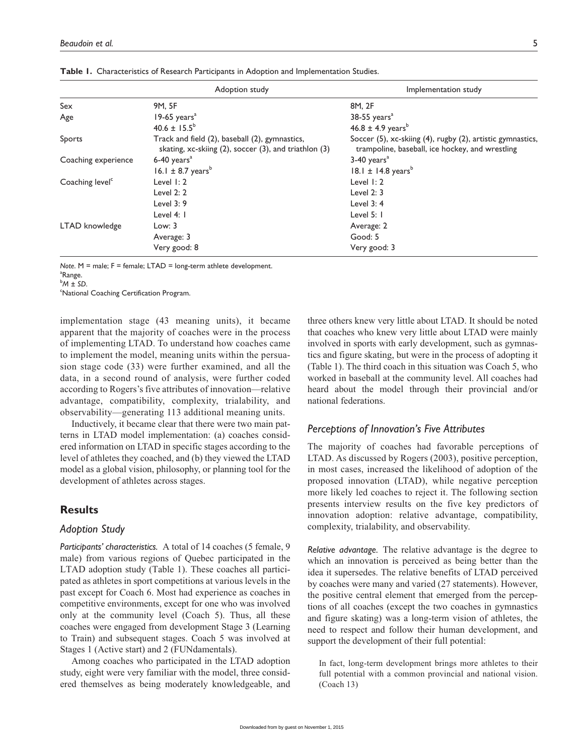**Table 1.** Characteristics of Research Participants in Adoption and Implementation Studies.

| | Adoption study | Implementation study |
|---|---|---|
| Sex | 9M, 5F | 8M, 2F |
| Age | 19-65 years[a] | 38-55 years[a] |
| | 40.6 ± 15.5[b] | 46.8 ± 4.9 years[b] |
| Sports | Track and field (2), baseball (2), gymnastics, skating, xc-skiing (2), soccer (3), and triathlon (3) | Soccer (5), xc-skiing (4), rugby (2), artistic gymnastics, trampoline, baseball, ice hockey, and wrestling |
| Coaching experience | 6-40 years[a] | 3-40 years[a] |
| | 16.1 ± 8.7 years[b] | 18.1 ± 14.8 years[b] |
| Coaching level[c] | Level 1: 2 | Level 1: 2 |
| | Level 2: 2 | Level 2: 3 |
| | Level 3: 9 | Level 3: 4 |
| | Level 4: 1 | Level 5: 1 |
| LTAD knowledge | Low: 3 | Average: 2 |
| | Average: 3 | Good: 5 |
| | Very good: 8 | Very good: 3 |

*Note.* M = male; F = female; LTAD = long-term athlete development.
[a]Range.
[b]*M* ± *SD*.
[c]National Coaching Certification Program.

implementation stage (43 meaning units), it became apparent that the majority of coaches were in the process of implementing LTAD. To understand how coaches came to implement the model, meaning units within the persuasion stage code (33) were further examined, and all the data, in a second round of analysis, were further coded according to Rogers's five attributes of innovation—relative advantage, compatibility, complexity, trialability, and observability—generating 113 additional meaning units.

Inductively, it became clear that there were two main patterns in LTAD model implementation: (a) coaches considered information on LTAD in specific stages according to the level of athletes they coached, and (b) they viewed the LTAD model as a global vision, philosophy, or planning tool for the development of athletes across stages.

## Results

### *Adoption Study*

*Participants' characteristics.* A total of 14 coaches (5 female, 9 male) from various regions of Quebec participated in the LTAD adoption study (Table 1). These coaches all participated as athletes in sport competitions at various levels in the past except for Coach 6. Most had experience as coaches in competitive environments, except for one who was involved only at the community level (Coach 5). Thus, all these coaches were engaged from development Stage 3 (Learning to Train) and subsequent stages. Coach 5 was involved at Stages 1 (Active start) and 2 (FUNdamentals).

Among coaches who participated in the LTAD adoption study, eight were very familiar with the model, three considered themselves as being moderately knowledgeable, and three others knew very little about LTAD. It should be noted that coaches who knew very little about LTAD were mainly involved in sports with early development, such as gymnastics and figure skating, but were in the process of adopting it (Table 1). The third coach in this situation was Coach 5, who worked in baseball at the community level. All coaches had heard about the model through their provincial and/or national federations.

### *Perceptions of Innovation's Five Attributes*

The majority of coaches had favorable perceptions of LTAD. As discussed by Rogers (2003), positive perception, in most cases, increased the likelihood of adoption of the proposed innovation (LTAD), while negative perception more likely led coaches to reject it. The following section presents interview results on the five key predictors of innovation adoption: relative advantage, compatibility, complexity, trialability, and observability.

*Relative advantage.* The relative advantage is the degree to which an innovation is perceived as being better than the idea it supersedes. The relative benefits of LTAD perceived by coaches were many and varied (27 statements). However, the positive central element that emerged from the perceptions of all coaches (except the two coaches in gymnastics and figure skating) was a long-term vision of athletes, the need to respect and follow their human development, and support the development of their full potential:

> In fact, long-term development brings more athletes to their full potential with a common provincial and national vision. (Coach 13)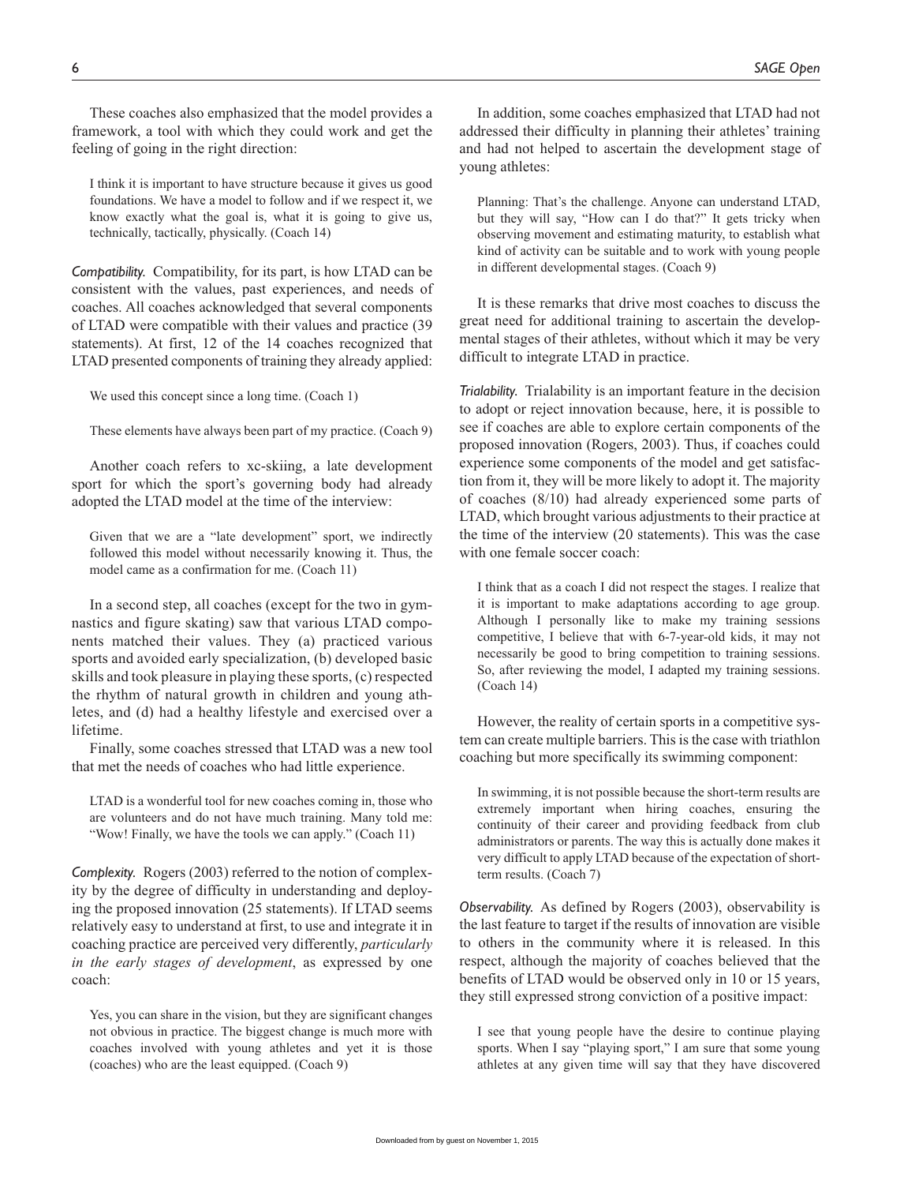These coaches also emphasized that the model provides a framework, a tool with which they could work and get the feeling of going in the right direction:

> I think it is important to have structure because it gives us good foundations. We have a model to follow and if we respect it, we know exactly what the goal is, what it is going to give us, technically, tactically, physically. (Coach 14)

*Compatibility.* Compatibility, for its part, is how LTAD can be consistent with the values, past experiences, and needs of coaches. All coaches acknowledged that several components of LTAD were compatible with their values and practice (39 statements). At first, 12 of the 14 coaches recognized that LTAD presented components of training they already applied:

> We used this concept since a long time. (Coach 1)

> These elements have always been part of my practice. (Coach 9)

Another coach refers to xc-skiing, a late development sport for which the sport's governing body had already adopted the LTAD model at the time of the interview:

> Given that we are a "late development" sport, we indirectly followed this model without necessarily knowing it. Thus, the model came as a confirmation for me. (Coach 11)

In a second step, all coaches (except for the two in gymnastics and figure skating) saw that various LTAD components matched their values. They (a) practiced various sports and avoided early specialization, (b) developed basic skills and took pleasure in playing these sports, (c) respected the rhythm of natural growth in children and young athletes, and (d) had a healthy lifestyle and exercised over a lifetime.

Finally, some coaches stressed that LTAD was a new tool that met the needs of coaches who had little experience.

> LTAD is a wonderful tool for new coaches coming in, those who are volunteers and do not have much training. Many told me: "Wow! Finally, we have the tools we can apply." (Coach 11)

*Complexity.* Rogers (2003) referred to the notion of complexity by the degree of difficulty in understanding and deploying the proposed innovation (25 statements). If LTAD seems relatively easy to understand at first, to use and integrate it in coaching practice are perceived very differently, *particularly in the early stages of development*, as expressed by one coach:

> Yes, you can share in the vision, but they are significant changes not obvious in practice. The biggest change is much more with coaches involved with young athletes and yet it is those (coaches) who are the least equipped. (Coach 9)

In addition, some coaches emphasized that LTAD had not addressed their difficulty in planning their athletes' training and had not helped to ascertain the development stage of young athletes:

> Planning: That's the challenge. Anyone can understand LTAD, but they will say, "How can I do that?" It gets tricky when observing movement and estimating maturity, to establish what kind of activity can be suitable and to work with young people in different developmental stages. (Coach 9)

It is these remarks that drive most coaches to discuss the great need for additional training to ascertain the developmental stages of their athletes, without which it may be very difficult to integrate LTAD in practice.

*Trialability.* Trialability is an important feature in the decision to adopt or reject innovation because, here, it is possible to see if coaches are able to explore certain components of the proposed innovation (Rogers, 2003). Thus, if coaches could experience some components of the model and get satisfaction from it, they will be more likely to adopt it. The majority of coaches (8/10) had already experienced some parts of LTAD, which brought various adjustments to their practice at the time of the interview (20 statements). This was the case with one female soccer coach:

> I think that as a coach I did not respect the stages. I realize that it is important to make adaptations according to age group. Although I personally like to make my training sessions competitive, I believe that with 6-7-year-old kids, it may not necessarily be good to bring competition to training sessions. So, after reviewing the model, I adapted my training sessions. (Coach 14)

However, the reality of certain sports in a competitive system can create multiple barriers. This is the case with triathlon coaching but more specifically its swimming component:

> In swimming, it is not possible because the short-term results are extremely important when hiring coaches, ensuring the continuity of their career and providing feedback from club administrators or parents. The way this is actually done makes it very difficult to apply LTAD because of the expectation of short-term results. (Coach 7)

*Observability.* As defined by Rogers (2003), observability is the last feature to target if the results of innovation are visible to others in the community where it is released. In this respect, although the majority of coaches believed that the benefits of LTAD would be observed only in 10 or 15 years, they still expressed strong conviction of a positive impact:

> I see that young people have the desire to continue playing sports. When I say "playing sport," I am sure that some young athletes at any given time will say that they have discovered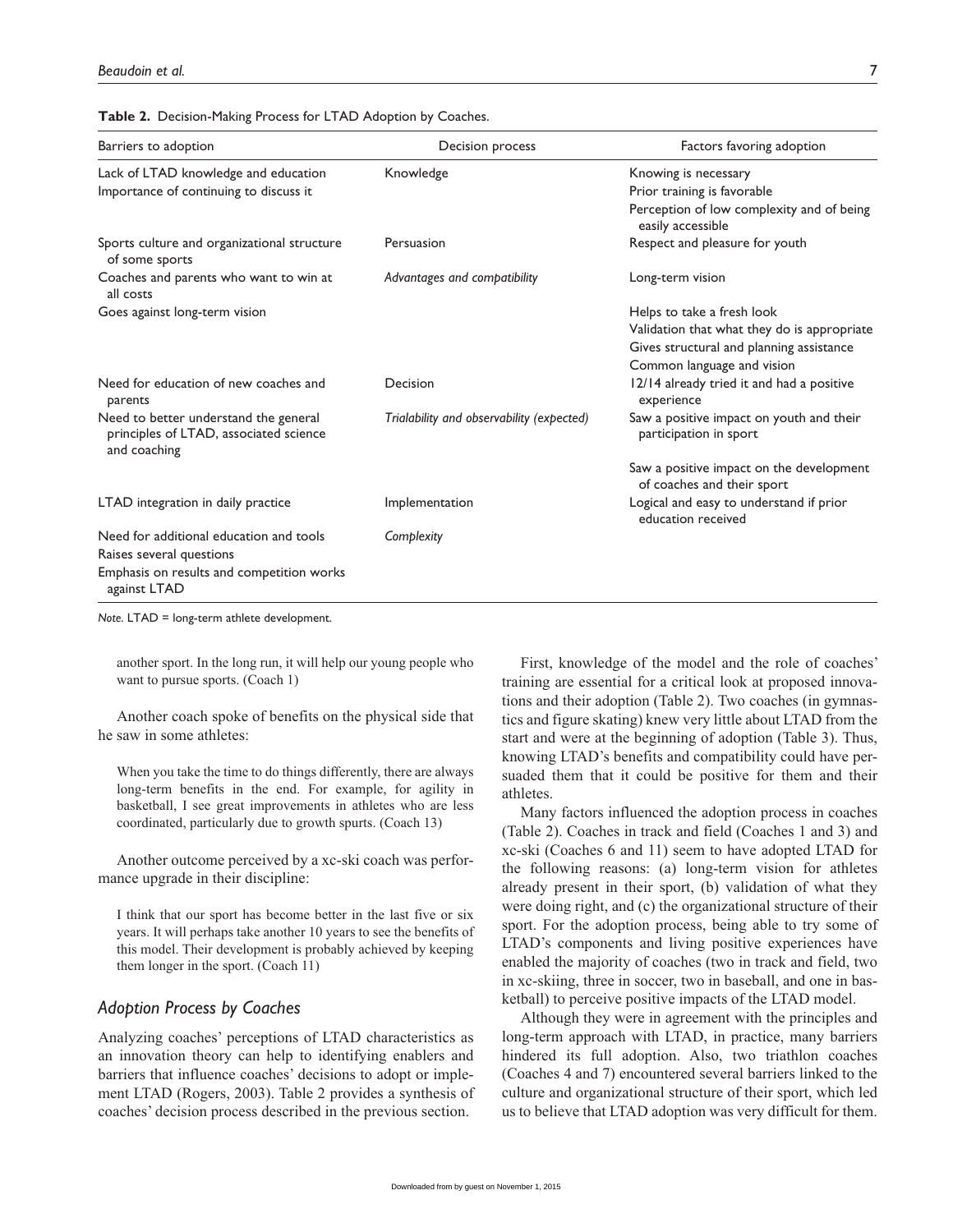**Table 2.** Decision-Making Process for LTAD Adoption by Coaches.

| Barriers to adoption | Decision process | Factors favoring adoption |
|---|---|---|
| Lack of LTAD knowledge and education | Knowledge | Knowing is necessary |
| Importance of continuing to discuss it | | Prior training is favorable |
| | | Perception of low complexity and of being easily accessible |
| Sports culture and organizational structure of some sports | Persuasion | Respect and pleasure for youth |
| Coaches and parents who want to win at all costs | *Advantages and compatibility* | Long-term vision |
| Goes against long-term vision | | Helps to take a fresh look |
| | | Validation that what they do is appropriate |
| | | Gives structural and planning assistance |
| | | Common language and vision |
| Need for education of new coaches and parents | Decision | 12/14 already tried it and had a positive experience |
| Need to better understand the general principles of LTAD, associated science and coaching | *Trialability and observability (expected)* | Saw a positive impact on youth and their participation in sport |
| | | Saw a positive impact on the development of coaches and their sport |
| LTAD integration in daily practice | Implementation | Logical and easy to understand if prior education received |
| Need for additional education and tools | *Complexity* | |
| Raises several questions | | |
| Emphasis on results and competition works against LTAD | | |

*Note.* LTAD = long-term athlete development.

> another sport. In the long run, it will help our young people who want to pursue sports. (Coach 1)

Another coach spoke of benefits on the physical side that he saw in some athletes:

> When you take the time to do things differently, there are always long-term benefits in the end. For example, for agility in basketball, I see great improvements in athletes who are less coordinated, particularly due to growth spurts. (Coach 13)

Another outcome perceived by a xc-ski coach was performance upgrade in their discipline:

> I think that our sport has become better in the last five or six years. It will perhaps take another 10 years to see the benefits of this model. Their development is probably achieved by keeping them longer in the sport. (Coach 11)

### *Adoption Process by Coaches*

Analyzing coaches' perceptions of LTAD characteristics as an innovation theory can help to identifying enablers and barriers that influence coaches' decisions to adopt or implement LTAD (Rogers, 2003). Table 2 provides a synthesis of coaches' decision process described in the previous section.

First, knowledge of the model and the role of coaches' training are essential for a critical look at proposed innovations and their adoption (Table 2). Two coaches (in gymnastics and figure skating) knew very little about LTAD from the start and were at the beginning of adoption (Table 3). Thus, knowing LTAD's benefits and compatibility could have persuaded them that it could be positive for them and their athletes.

Many factors influenced the adoption process in coaches (Table 2). Coaches in track and field (Coaches 1 and 3) and xc-ski (Coaches 6 and 11) seem to have adopted LTAD for the following reasons: (a) long-term vision for athletes already present in their sport, (b) validation of what they were doing right, and (c) the organizational structure of their sport. For the adoption process, being able to try some of LTAD's components and living positive experiences have enabled the majority of coaches (two in track and field, two in xc-skiing, three in soccer, two in baseball, and one in basketball) to perceive positive impacts of the LTAD model.

Although they were in agreement with the principles and long-term approach with LTAD, in practice, many barriers hindered its full adoption. Also, two triathlon coaches (Coaches 4 and 7) encountered several barriers linked to the culture and organizational structure of their sport, which led us to believe that LTAD adoption was very difficult for them.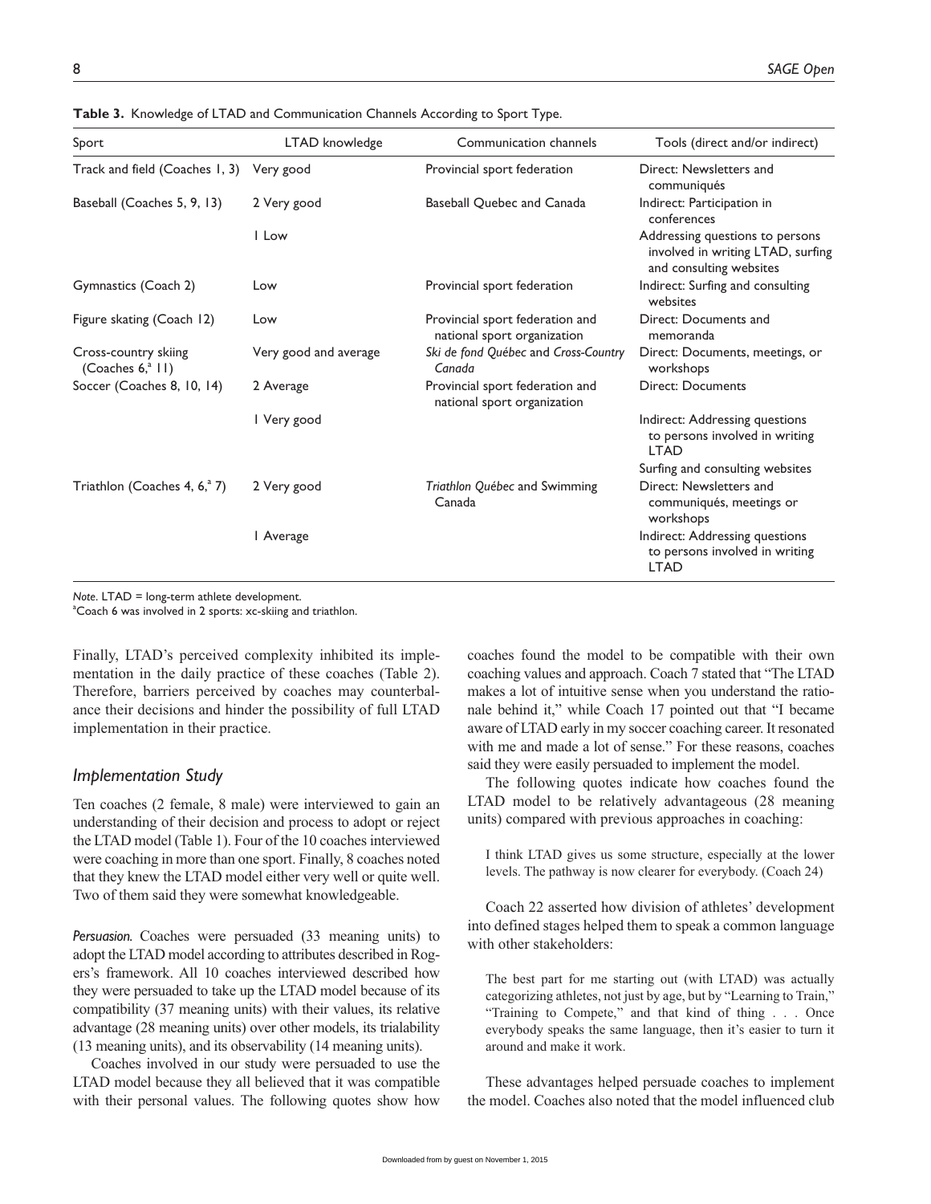**Table 3.** Knowledge of LTAD and Communication Channels According to Sport Type.

| Sport | LTAD knowledge | Communication channels | Tools (direct and/or indirect) |
|---|---|---|---|
| Track and field (Coaches 1, 3) | Very good | Provincial sport federation | Direct: Newsletters and communiqués |
| Baseball (Coaches 5, 9, 13) | 2 Very good | Baseball Quebec and Canada | Indirect: Participation in conferences |
| | 1 Low | | Addressing questions to persons involved in writing LTAD, surfing and consulting websites |
| Gymnastics (Coach 2) | Low | Provincial sport federation | Indirect: Surfing and consulting websites |
| Figure skating (Coach 12) | Low | Provincial sport federation and national sport organization | Direct: Documents and memoranda |
| Cross-country skiing (Coaches 6,[a] 11) | Very good and average | *Ski de fond Québec* and *Cross-Country Canada* | Direct: Documents, meetings, or workshops |
| Soccer (Coaches 8, 10, 14) | 2 Average | Provincial sport federation and national sport organization | Direct: Documents |
| | 1 Very good | | Indirect: Addressing questions to persons involved in writing LTAD |
| | | | Surfing and consulting websites |
| Triathlon (Coaches 4, 6,[a] 7) | 2 Very good | *Triathlon Québec* and Swimming Canada | Direct: Newsletters and communiqués, meetings or workshops |
| | 1 Average | | Indirect: Addressing questions to persons involved in writing LTAD |

*Note*. LTAD = long-term athlete development.
[a]Coach 6 was involved in 2 sports: xc-skiing and triathlon.

Finally, LTAD's perceived complexity inhibited its implementation in the daily practice of these coaches (Table 2). Therefore, barriers perceived by coaches may counterbalance their decisions and hinder the possibility of full LTAD implementation in their practice.

### *Implementation Study*

Ten coaches (2 female, 8 male) were interviewed to gain an understanding of their decision and process to adopt or reject the LTAD model (Table 1). Four of the 10 coaches interviewed were coaching in more than one sport. Finally, 8 coaches noted that they knew the LTAD model either very well or quite well. Two of them said they were somewhat knowledgeable.

*Persuasion.* Coaches were persuaded (33 meaning units) to adopt the LTAD model according to attributes described in Rogers's framework. All 10 coaches interviewed described how they were persuaded to take up the LTAD model because of its compatibility (37 meaning units) with their values, its relative advantage (28 meaning units) over other models, its trialability (13 meaning units), and its observability (14 meaning units).

Coaches involved in our study were persuaded to use the LTAD model because they all believed that it was compatible with their personal values. The following quotes show how coaches found the model to be compatible with their own coaching values and approach. Coach 7 stated that "The LTAD makes a lot of intuitive sense when you understand the rationale behind it," while Coach 17 pointed out that "I became aware of LTAD early in my soccer coaching career. It resonated with me and made a lot of sense." For these reasons, coaches said they were easily persuaded to implement the model.

The following quotes indicate how coaches found the LTAD model to be relatively advantageous (28 meaning units) compared with previous approaches in coaching:

> I think LTAD gives us some structure, especially at the lower levels. The pathway is now clearer for everybody. (Coach 24)

Coach 22 asserted how division of athletes' development into defined stages helped them to speak a common language with other stakeholders:

> The best part for me starting out (with LTAD) was actually categorizing athletes, not just by age, but by "Learning to Train," "Training to Compete," and that kind of thing . . . Once everybody speaks the same language, then it's easier to turn it around and make it work.

These advantages helped persuade coaches to implement the model. Coaches also noted that the model influenced club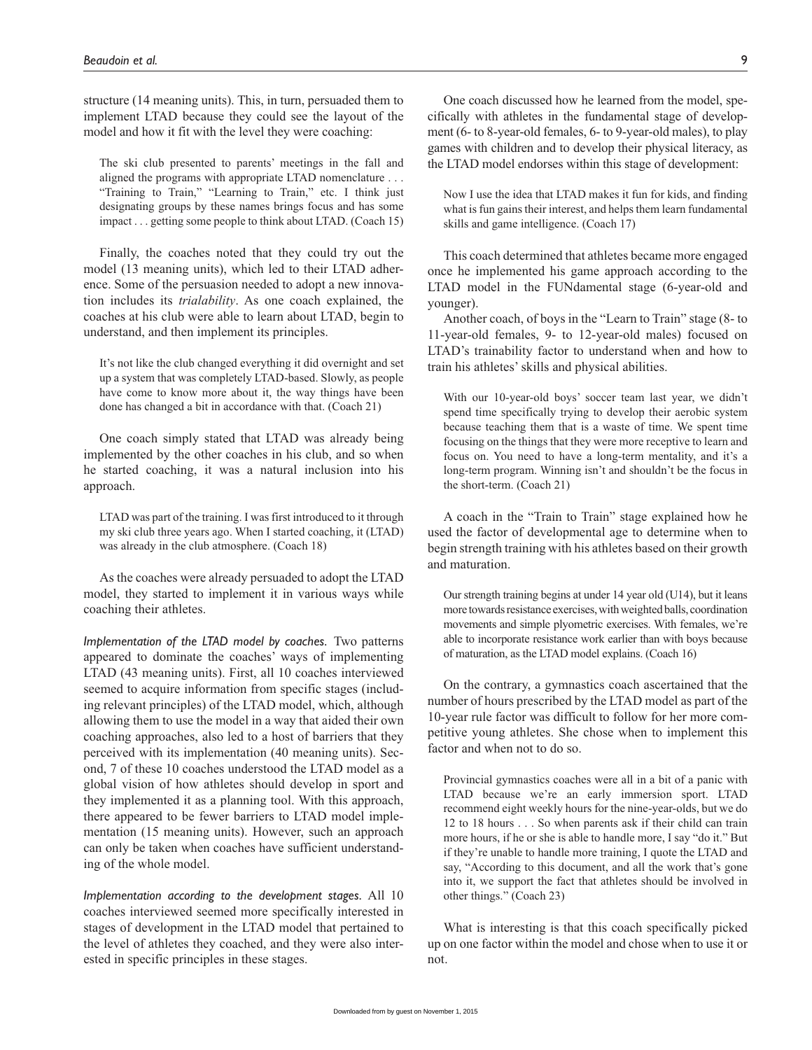structure (14 meaning units). This, in turn, persuaded them to implement LTAD because they could see the layout of the model and how it fit with the level they were coaching:

> The ski club presented to parents' meetings in the fall and aligned the programs with appropriate LTAD nomenclature . . . "Training to Train," "Learning to Train," etc. I think just designating groups by these names brings focus and has some impact . . . getting some people to think about LTAD. (Coach 15)

Finally, the coaches noted that they could try out the model (13 meaning units), which led to their LTAD adherence. Some of the persuasion needed to adopt a new innovation includes its *trialability*. As one coach explained, the coaches at his club were able to learn about LTAD, begin to understand, and then implement its principles.

> It's not like the club changed everything it did overnight and set up a system that was completely LTAD-based. Slowly, as people have come to know more about it, the way things have been done has changed a bit in accordance with that. (Coach 21)

One coach simply stated that LTAD was already being implemented by the other coaches in his club, and so when he started coaching, it was a natural inclusion into his approach.

> LTAD was part of the training. I was first introduced to it through my ski club three years ago. When I started coaching, it (LTAD) was already in the club atmosphere. (Coach 18)

As the coaches were already persuaded to adopt the LTAD model, they started to implement it in various ways while coaching their athletes.

*Implementation of the LTAD model by coaches.* Two patterns appeared to dominate the coaches' ways of implementing LTAD (43 meaning units). First, all 10 coaches interviewed seemed to acquire information from specific stages (including relevant principles) of the LTAD model, which, although allowing them to use the model in a way that aided their own coaching approaches, also led to a host of barriers that they perceived with its implementation (40 meaning units). Second, 7 of these 10 coaches understood the LTAD model as a global vision of how athletes should develop in sport and they implemented it as a planning tool. With this approach, there appeared to be fewer barriers to LTAD model implementation (15 meaning units). However, such an approach can only be taken when coaches have sufficient understanding of the whole model.

*Implementation according to the development stages.* All 10 coaches interviewed seemed more specifically interested in stages of development in the LTAD model that pertained to the level of athletes they coached, and they were also interested in specific principles in these stages.

One coach discussed how he learned from the model, specifically with athletes in the fundamental stage of development (6- to 8-year-old females, 6- to 9-year-old males), to play games with children and to develop their physical literacy, as the LTAD model endorses within this stage of development:

> Now I use the idea that LTAD makes it fun for kids, and finding what is fun gains their interest, and helps them learn fundamental skills and game intelligence. (Coach 17)

This coach determined that athletes became more engaged once he implemented his game approach according to the LTAD model in the FUNdamental stage (6-year-old and younger).

Another coach, of boys in the "Learn to Train" stage (8- to 11-year-old females, 9- to 12-year-old males) focused on LTAD's trainability factor to understand when and how to train his athletes' skills and physical abilities.

> With our 10-year-old boys' soccer team last year, we didn't spend time specifically trying to develop their aerobic system because teaching them that is a waste of time. We spent time focusing on the things that they were more receptive to learn and focus on. You need to have a long-term mentality, and it's a long-term program. Winning isn't and shouldn't be the focus in the short-term. (Coach 21)

A coach in the "Train to Train" stage explained how he used the factor of developmental age to determine when to begin strength training with his athletes based on their growth and maturation.

> Our strength training begins at under 14 year old (U14), but it leans more towards resistance exercises, with weighted balls, coordination movements and simple plyometric exercises. With females, we're able to incorporate resistance work earlier than with boys because of maturation, as the LTAD model explains. (Coach 16)

On the contrary, a gymnastics coach ascertained that the number of hours prescribed by the LTAD model as part of the 10-year rule factor was difficult to follow for her more competitive young athletes. She chose when to implement this factor and when not to do so.

> Provincial gymnastics coaches were all in a bit of a panic with LTAD because we're an early immersion sport. LTAD recommend eight weekly hours for the nine-year-olds, but we do 12 to 18 hours . . . So when parents ask if their child can train more hours, if he or she is able to handle more, I say "do it." But if they're unable to handle more training, I quote the LTAD and say, "According to this document, and all the work that's gone into it, we support the fact that athletes should be involved in other things." (Coach 23)

What is interesting is that this coach specifically picked up on one factor within the model and chose when to use it or not.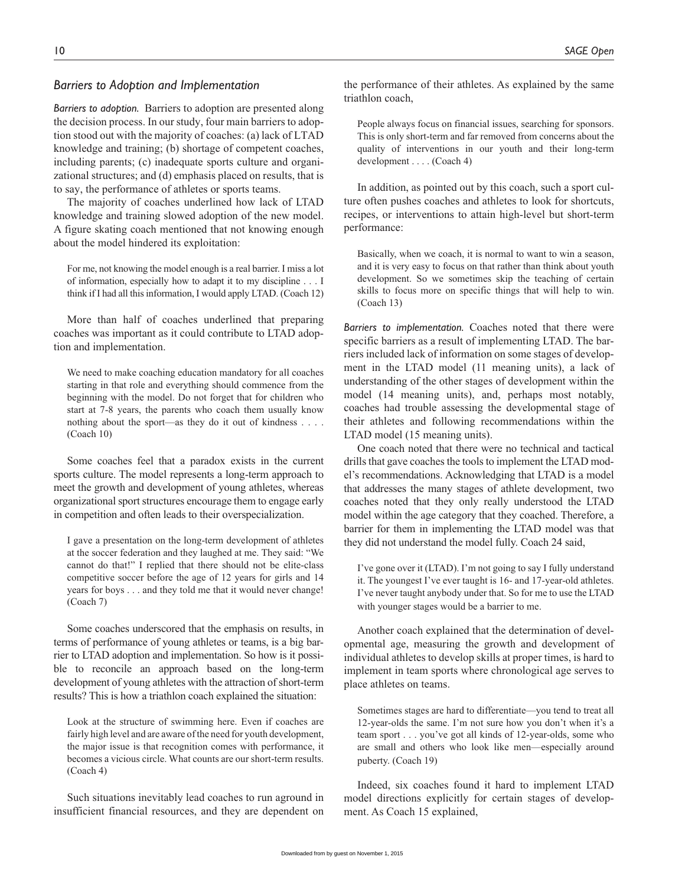## Barriers to Adoption and Implementation

*Barriers to adoption.* Barriers to adoption are presented along the decision process. In our study, four main barriers to adoption stood out with the majority of coaches: (a) lack of LTAD knowledge and training; (b) shortage of competent coaches, including parents; (c) inadequate sports culture and organizational structures; and (d) emphasis placed on results, that is to say, the performance of athletes or sports teams.

The majority of coaches underlined how lack of LTAD knowledge and training slowed adoption of the new model. A figure skating coach mentioned that not knowing enough about the model hindered its exploitation:

> For me, not knowing the model enough is a real barrier. I miss a lot of information, especially how to adapt it to my discipline . . . I think if I had all this information, I would apply LTAD. (Coach 12)

More than half of coaches underlined that preparing coaches was important as it could contribute to LTAD adoption and implementation.

> We need to make coaching education mandatory for all coaches starting in that role and everything should commence from the beginning with the model. Do not forget that for children who start at 7-8 years, the parents who coach them usually know nothing about the sport—as they do it out of kindness . . . . (Coach 10)

Some coaches feel that a paradox exists in the current sports culture. The model represents a long-term approach to meet the growth and development of young athletes, whereas organizational sport structures encourage them to engage early in competition and often leads to their overspecialization.

> I gave a presentation on the long-term development of athletes at the soccer federation and they laughed at me. They said: "We cannot do that!" I replied that there should not be elite-class competitive soccer before the age of 12 years for girls and 14 years for boys . . . and they told me that it would never change! (Coach 7)

Some coaches underscored that the emphasis on results, in terms of performance of young athletes or teams, is a big barrier to LTAD adoption and implementation. So how is it possible to reconcile an approach based on the long-term development of young athletes with the attraction of short-term results? This is how a triathlon coach explained the situation:

> Look at the structure of swimming here. Even if coaches are fairly high level and are aware of the need for youth development, the major issue is that recognition comes with performance, it becomes a vicious circle. What counts are our short-term results. (Coach 4)

Such situations inevitably lead coaches to run aground in insufficient financial resources, and they are dependent on the performance of their athletes. As explained by the same triathlon coach,

> People always focus on financial issues, searching for sponsors. This is only short-term and far removed from concerns about the quality of interventions in our youth and their long-term development . . . . (Coach 4)

In addition, as pointed out by this coach, such a sport culture often pushes coaches and athletes to look for shortcuts, recipes, or interventions to attain high-level but short-term performance:

> Basically, when we coach, it is normal to want to win a season, and it is very easy to focus on that rather than think about youth development. So we sometimes skip the teaching of certain skills to focus more on specific things that will help to win. (Coach 13)

*Barriers to implementation.* Coaches noted that there were specific barriers as a result of implementing LTAD. The barriers included lack of information on some stages of development in the LTAD model (11 meaning units), a lack of understanding of the other stages of development within the model (14 meaning units), and, perhaps most notably, coaches had trouble assessing the developmental stage of their athletes and following recommendations within the LTAD model (15 meaning units).

One coach noted that there were no technical and tactical drills that gave coaches the tools to implement the LTAD model's recommendations. Acknowledging that LTAD is a model that addresses the many stages of athlete development, two coaches noted that they only really understood the LTAD model within the age category that they coached. Therefore, a barrier for them in implementing the LTAD model was that they did not understand the model fully. Coach 24 said,

> I've gone over it (LTAD). I'm not going to say I fully understand it. The youngest I've ever taught is 16- and 17-year-old athletes. I've never taught anybody under that. So for me to use the LTAD with younger stages would be a barrier to me.

Another coach explained that the determination of developmental age, measuring the growth and development of individual athletes to develop skills at proper times, is hard to implement in team sports where chronological age serves to place athletes on teams.

> Sometimes stages are hard to differentiate—you tend to treat all 12-year-olds the same. I'm not sure how you don't when it's a team sport . . . you've got all kinds of 12-year-olds, some who are small and others who look like men—especially around puberty. (Coach 19)

Indeed, six coaches found it hard to implement LTAD model directions explicitly for certain stages of development. As Coach 15 explained,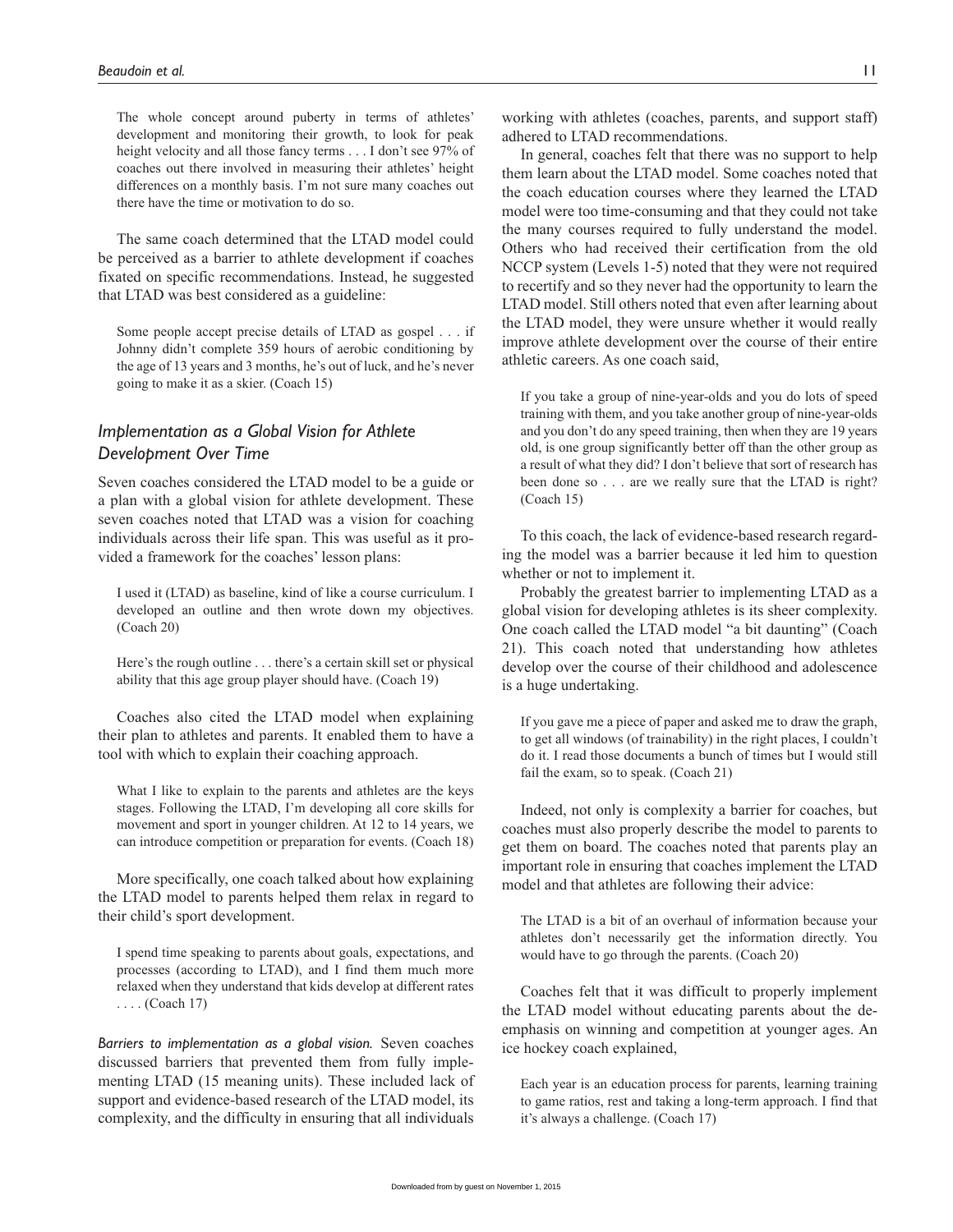> The whole concept around puberty in terms of athletes' development and monitoring their growth, to look for peak height velocity and all those fancy terms . . . I don't see 97% of coaches out there involved in measuring their athletes' height differences on a monthly basis. I'm not sure many coaches out there have the time or motivation to do so.

The same coach determined that the LTAD model could be perceived as a barrier to athlete development if coaches fixated on specific recommendations. Instead, he suggested that LTAD was best considered as a guideline:

> Some people accept precise details of LTAD as gospel . . . if Johnny didn't complete 359 hours of aerobic conditioning by the age of 13 years and 3 months, he's out of luck, and he's never going to make it as a skier. (Coach 15)

## *Implementation as a Global Vision for Athlete Development Over Time*

Seven coaches considered the LTAD model to be a guide or a plan with a global vision for athlete development. These seven coaches noted that LTAD was a vision for coaching individuals across their life span. This was useful as it provided a framework for the coaches' lesson plans:

> I used it (LTAD) as baseline, kind of like a course curriculum. I developed an outline and then wrote down my objectives. (Coach 20)

> Here's the rough outline . . . there's a certain skill set or physical ability that this age group player should have. (Coach 19)

Coaches also cited the LTAD model when explaining their plan to athletes and parents. It enabled them to have a tool with which to explain their coaching approach.

> What I like to explain to the parents and athletes are the keys stages. Following the LTAD, I'm developing all core skills for movement and sport in younger children. At 12 to 14 years, we can introduce competition or preparation for events. (Coach 18)

More specifically, one coach talked about how explaining the LTAD model to parents helped them relax in regard to their child's sport development.

> I spend time speaking to parents about goals, expectations, and processes (according to LTAD), and I find them much more relaxed when they understand that kids develop at different rates . . . . (Coach 17)

*Barriers to implementation as a global vision.* Seven coaches discussed barriers that prevented them from fully implementing LTAD (15 meaning units). These included lack of support and evidence-based research of the LTAD model, its complexity, and the difficulty in ensuring that all individuals working with athletes (coaches, parents, and support staff) adhered to LTAD recommendations.

In general, coaches felt that there was no support to help them learn about the LTAD model. Some coaches noted that the coach education courses where they learned the LTAD model were too time-consuming and that they could not take the many courses required to fully understand the model. Others who had received their certification from the old NCCP system (Levels 1-5) noted that they were not required to recertify and so they never had the opportunity to learn the LTAD model. Still others noted that even after learning about the LTAD model, they were unsure whether it would really improve athlete development over the course of their entire athletic careers. As one coach said,

> If you take a group of nine-year-olds and you do lots of speed training with them, and you take another group of nine-year-olds and you don't do any speed training, then when they are 19 years old, is one group significantly better off than the other group as a result of what they did? I don't believe that sort of research has been done so . . . are we really sure that the LTAD is right? (Coach 15)

To this coach, the lack of evidence-based research regarding the model was a barrier because it led him to question whether or not to implement it.

Probably the greatest barrier to implementing LTAD as a global vision for developing athletes is its sheer complexity. One coach called the LTAD model "a bit daunting" (Coach 21). This coach noted that understanding how athletes develop over the course of their childhood and adolescence is a huge undertaking.

> If you gave me a piece of paper and asked me to draw the graph, to get all windows (of trainability) in the right places, I couldn't do it. I read those documents a bunch of times but I would still fail the exam, so to speak. (Coach 21)

Indeed, not only is complexity a barrier for coaches, but coaches must also properly describe the model to parents to get them on board. The coaches noted that parents play an important role in ensuring that coaches implement the LTAD model and that athletes are following their advice:

> The LTAD is a bit of an overhaul of information because your athletes don't necessarily get the information directly. You would have to go through the parents. (Coach 20)

Coaches felt that it was difficult to properly implement the LTAD model without educating parents about the de-emphasis on winning and competition at younger ages. An ice hockey coach explained,

> Each year is an education process for parents, learning training to game ratios, rest and taking a long-term approach. I find that it's always a challenge. (Coach 17)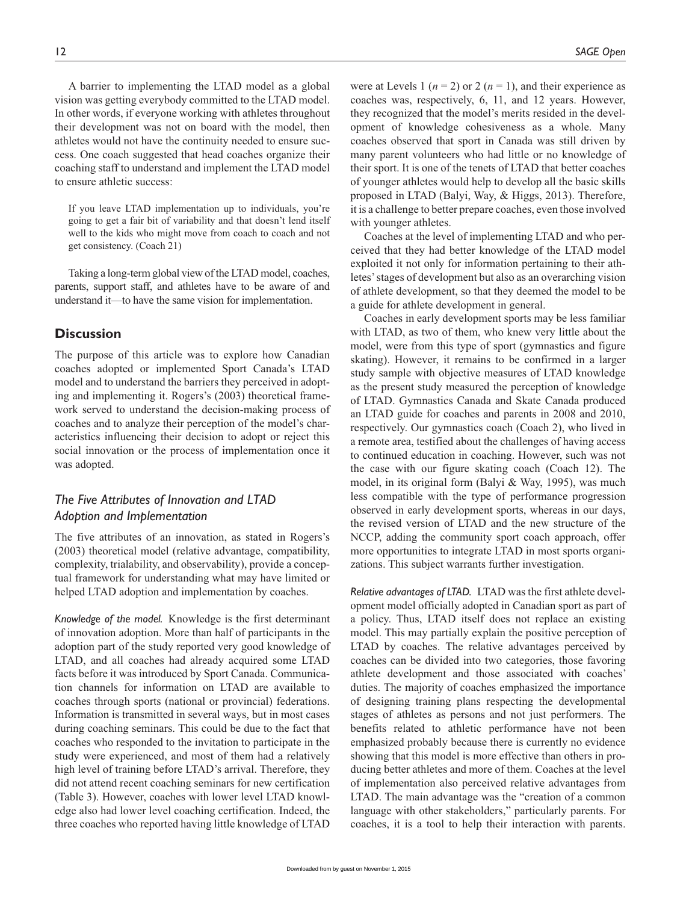A barrier to implementing the LTAD model as a global vision was getting everybody committed to the LTAD model. In other words, if everyone working with athletes throughout their development was not on board with the model, then athletes would not have the continuity needed to ensure success. One coach suggested that head coaches organize their coaching staff to understand and implement the LTAD model to ensure athletic success:

> If you leave LTAD implementation up to individuals, you're going to get a fair bit of variability and that doesn't lend itself well to the kids who might move from coach to coach and not get consistency. (Coach 21)

Taking a long-term global view of the LTAD model, coaches, parents, support staff, and athletes have to be aware of and understand it—to have the same vision for implementation.

## Discussion

The purpose of this article was to explore how Canadian coaches adopted or implemented Sport Canada's LTAD model and to understand the barriers they perceived in adopting and implementing it. Rogers's (2003) theoretical framework served to understand the decision-making process of coaches and to analyze their perception of the model's characteristics influencing their decision to adopt or reject this social innovation or the process of implementation once it was adopted.

### The Five Attributes of Innovation and LTAD Adoption and Implementation

The five attributes of an innovation, as stated in Rogers's (2003) theoretical model (relative advantage, compatibility, complexity, trialability, and observability), provide a conceptual framework for understanding what may have limited or helped LTAD adoption and implementation by coaches.

*Knowledge of the model.* Knowledge is the first determinant of innovation adoption. More than half of participants in the adoption part of the study reported very good knowledge of LTAD, and all coaches had already acquired some LTAD facts before it was introduced by Sport Canada. Communication channels for information on LTAD are available to coaches through sports (national or provincial) federations. Information is transmitted in several ways, but in most cases during coaching seminars. This could be due to the fact that coaches who responded to the invitation to participate in the study were experienced, and most of them had a relatively high level of training before LTAD's arrival. Therefore, they did not attend recent coaching seminars for new certification (Table 3). However, coaches with lower level LTAD knowledge also had lower level coaching certification. Indeed, the three coaches who reported having little knowledge of LTAD were at Levels 1 ($n = 2$) or 2 ($n = 1$), and their experience as coaches was, respectively, 6, 11, and 12 years. However, they recognized that the model's merits resided in the development of knowledge cohesiveness as a whole. Many coaches observed that sport in Canada was still driven by many parent volunteers who had little or no knowledge of their sport. It is one of the tenets of LTAD that better coaches of younger athletes would help to develop all the basic skills proposed in LTAD (Balyi, Way, & Higgs, 2013). Therefore, it is a challenge to better prepare coaches, even those involved with younger athletes.

Coaches at the level of implementing LTAD and who perceived that they had better knowledge of the LTAD model exploited it not only for information pertaining to their athletes' stages of development but also as an overarching vision of athlete development, so that they deemed the model to be a guide for athlete development in general.

Coaches in early development sports may be less familiar with LTAD, as two of them, who knew very little about the model, were from this type of sport (gymnastics and figure skating). However, it remains to be confirmed in a larger study sample with objective measures of LTAD knowledge as the present study measured the perception of knowledge of LTAD. Gymnastics Canada and Skate Canada produced an LTAD guide for coaches and parents in 2008 and 2010, respectively. Our gymnastics coach (Coach 2), who lived in a remote area, testified about the challenges of having access to continued education in coaching. However, such was not the case with our figure skating coach (Coach 12). The model, in its original form (Balyi & Way, 1995), was much less compatible with the type of performance progression observed in early development sports, whereas in our days, the revised version of LTAD and the new structure of the NCCP, adding the community sport coach approach, offer more opportunities to integrate LTAD in most sports organizations. This subject warrants further investigation.

*Relative advantages of LTAD.* LTAD was the first athlete development model officially adopted in Canadian sport as part of a policy. Thus, LTAD itself does not replace an existing model. This may partially explain the positive perception of LTAD by coaches. The relative advantages perceived by coaches can be divided into two categories, those favoring athlete development and those associated with coaches' duties. The majority of coaches emphasized the importance of designing training plans respecting the developmental stages of athletes as persons and not just performers. The benefits related to athletic performance have not been emphasized probably because there is currently no evidence showing that this model is more effective than others in producing better athletes and more of them. Coaches at the level of implementation also perceived relative advantages from LTAD. The main advantage was the "creation of a common language with other stakeholders," particularly parents. For coaches, it is a tool to help their interaction with parents.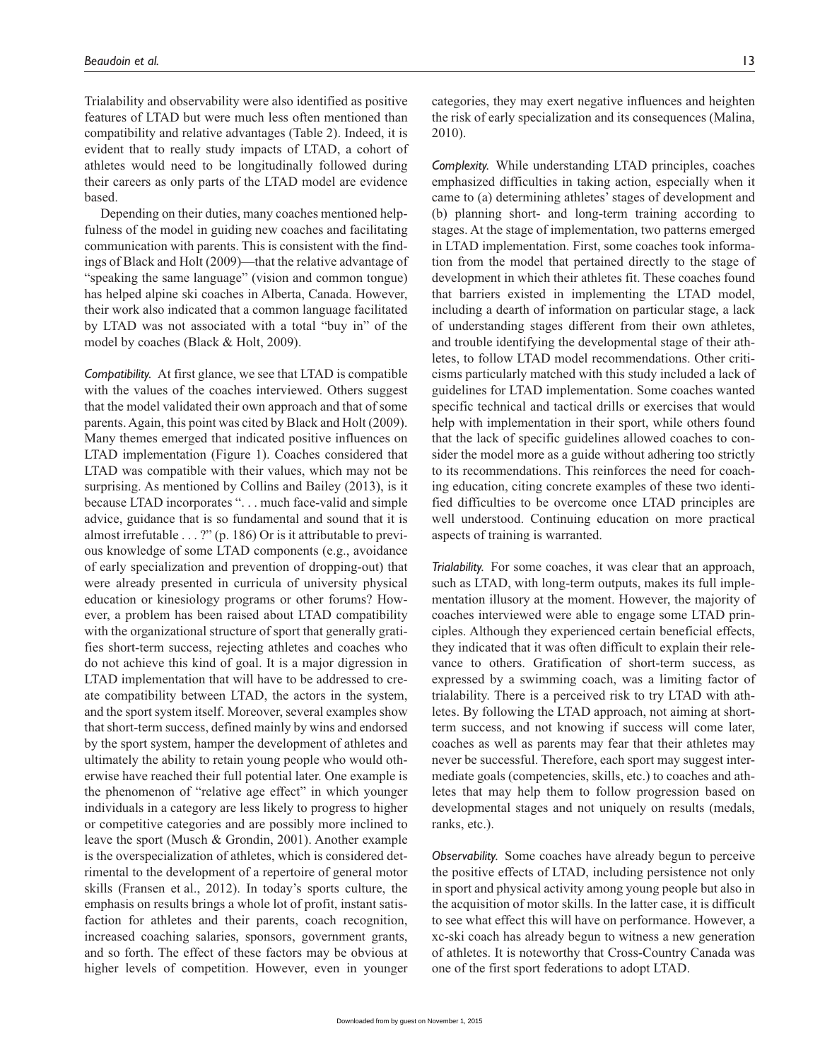Trialability and observability were also identified as positive features of LTAD but were much less often mentioned than compatibility and relative advantages (Table 2). Indeed, it is evident that to really study impacts of LTAD, a cohort of athletes would need to be longitudinally followed during their careers as only parts of the LTAD model are evidence based.

Depending on their duties, many coaches mentioned helpfulness of the model in guiding new coaches and facilitating communication with parents. This is consistent with the findings of Black and Holt (2009)—that the relative advantage of "speaking the same language" (vision and common tongue) has helped alpine ski coaches in Alberta, Canada. However, their work also indicated that a common language facilitated by LTAD was not associated with a total "buy in" of the model by coaches (Black & Holt, 2009).

*Compatibility.* At first glance, we see that LTAD is compatible with the values of the coaches interviewed. Others suggest that the model validated their own approach and that of some parents. Again, this point was cited by Black and Holt (2009). Many themes emerged that indicated positive influences on LTAD implementation (Figure 1). Coaches considered that LTAD was compatible with their values, which may not be surprising. As mentioned by Collins and Bailey (2013), is it because LTAD incorporates ". . . much face-valid and simple advice, guidance that is so fundamental and sound that it is almost irrefutable . . . ?" (p. 186) Or is it attributable to previous knowledge of some LTAD components (e.g., avoidance of early specialization and prevention of dropping-out) that were already presented in curricula of university physical education or kinesiology programs or other forums? However, a problem has been raised about LTAD compatibility with the organizational structure of sport that generally gratifies short-term success, rejecting athletes and coaches who do not achieve this kind of goal. It is a major digression in LTAD implementation that will have to be addressed to create compatibility between LTAD, the actors in the system, and the sport system itself. Moreover, several examples show that short-term success, defined mainly by wins and endorsed by the sport system, hamper the development of athletes and ultimately the ability to retain young people who would otherwise have reached their full potential later. One example is the phenomenon of "relative age effect" in which younger individuals in a category are less likely to progress to higher or competitive categories and are possibly more inclined to leave the sport (Musch & Grondin, 2001). Another example is the overspecialization of athletes, which is considered detrimental to the development of a repertoire of general motor skills (Fransen et al., 2012). In today's sports culture, the emphasis on results brings a whole lot of profit, instant satisfaction for athletes and their parents, coach recognition, increased coaching salaries, sponsors, government grants, and so forth. The effect of these factors may be obvious at higher levels of competition. However, even in younger categories, they may exert negative influences and heighten the risk of early specialization and its consequences (Malina, 2010).

*Complexity.* While understanding LTAD principles, coaches emphasized difficulties in taking action, especially when it came to (a) determining athletes' stages of development and (b) planning short- and long-term training according to stages. At the stage of implementation, two patterns emerged in LTAD implementation. First, some coaches took information from the model that pertained directly to the stage of development in which their athletes fit. These coaches found that barriers existed in implementing the LTAD model, including a dearth of information on particular stage, a lack of understanding stages different from their own athletes, and trouble identifying the developmental stage of their athletes, to follow LTAD model recommendations. Other criticisms particularly matched with this study included a lack of guidelines for LTAD implementation. Some coaches wanted specific technical and tactical drills or exercises that would help with implementation in their sport, while others found that the lack of specific guidelines allowed coaches to consider the model more as a guide without adhering too strictly to its recommendations. This reinforces the need for coaching education, citing concrete examples of these two identified difficulties to be overcome once LTAD principles are well understood. Continuing education on more practical aspects of training is warranted.

*Trialability.* For some coaches, it was clear that an approach, such as LTAD, with long-term outputs, makes its full implementation illusory at the moment. However, the majority of coaches interviewed were able to engage some LTAD principles. Although they experienced certain beneficial effects, they indicated that it was often difficult to explain their relevance to others. Gratification of short-term success, as expressed by a swimming coach, was a limiting factor of trialability. There is a perceived risk to try LTAD with athletes. By following the LTAD approach, not aiming at short-term success, and not knowing if success will come later, coaches as well as parents may fear that their athletes may never be successful. Therefore, each sport may suggest intermediate goals (competencies, skills, etc.) to coaches and athletes that may help them to follow progression based on developmental stages and not uniquely on results (medals, ranks, etc.).

*Observability.* Some coaches have already begun to perceive the positive effects of LTAD, including persistence not only in sport and physical activity among young people but also in the acquisition of motor skills. In the latter case, it is difficult to see what effect this will have on performance. However, a xc-ski coach has already begun to witness a new generation of athletes. It is noteworthy that Cross-Country Canada was one of the first sport federations to adopt LTAD.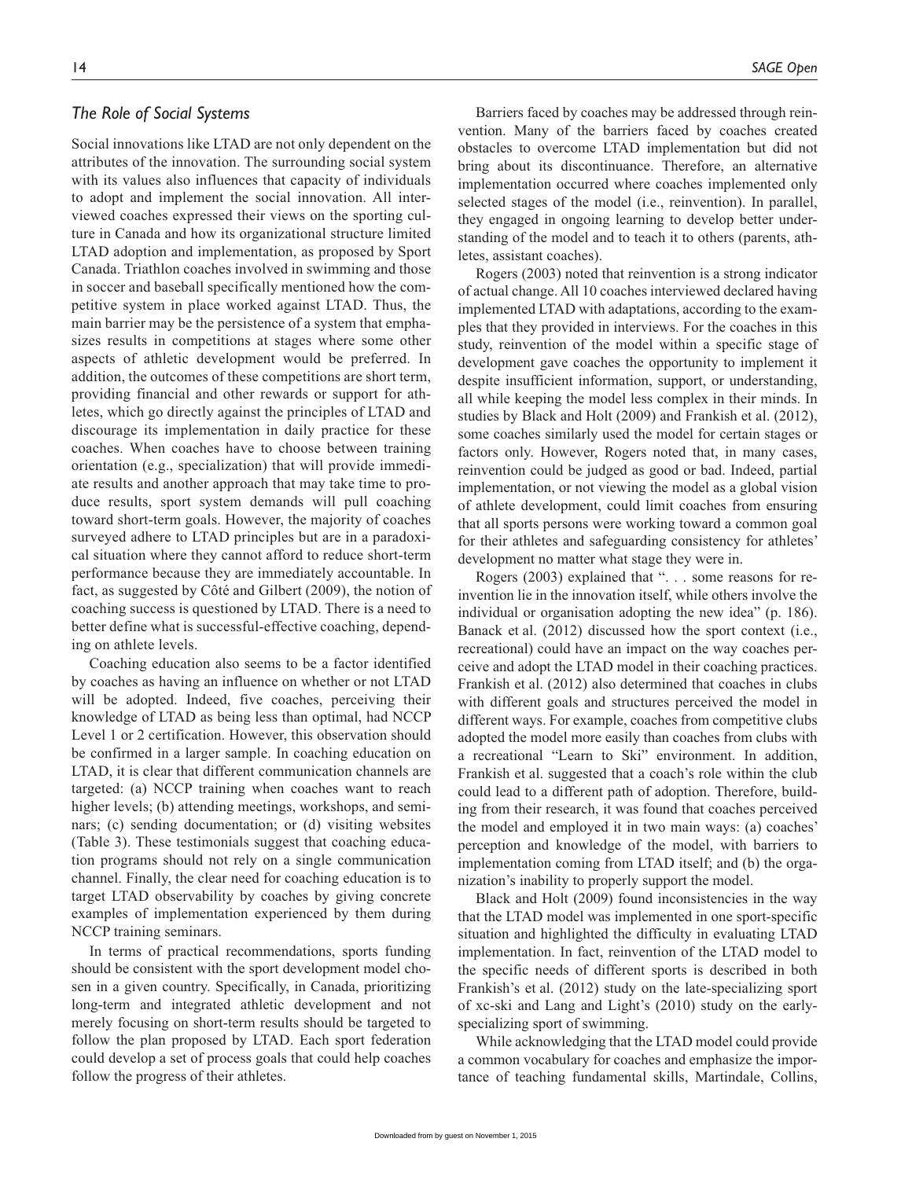### *The Role of Social Systems*

Social innovations like LTAD are not only dependent on the attributes of the innovation. The surrounding social system with its values also influences that capacity of individuals to adopt and implement the social innovation. All interviewed coaches expressed their views on the sporting culture in Canada and how its organizational structure limited LTAD adoption and implementation, as proposed by Sport Canada. Triathlon coaches involved in swimming and those in soccer and baseball specifically mentioned how the competitive system in place worked against LTAD. Thus, the main barrier may be the persistence of a system that emphasizes results in competitions at stages where some other aspects of athletic development would be preferred. In addition, the outcomes of these competitions are short term, providing financial and other rewards or support for athletes, which go directly against the principles of LTAD and discourage its implementation in daily practice for these coaches. When coaches have to choose between training orientation (e.g., specialization) that will provide immediate results and another approach that may take time to produce results, sport system demands will pull coaching toward short-term goals. However, the majority of coaches surveyed adhere to LTAD principles but are in a paradoxical situation where they cannot afford to reduce short-term performance because they are immediately accountable. In fact, as suggested by Côté and Gilbert (2009), the notion of coaching success is questioned by LTAD. There is a need to better define what is successful-effective coaching, depending on athlete levels.

Coaching education also seems to be a factor identified by coaches as having an influence on whether or not LTAD will be adopted. Indeed, five coaches, perceiving their knowledge of LTAD as being less than optimal, had NCCP Level 1 or 2 certification. However, this observation should be confirmed in a larger sample. In coaching education on LTAD, it is clear that different communication channels are targeted: (a) NCCP training when coaches want to reach higher levels; (b) attending meetings, workshops, and seminars; (c) sending documentation; or (d) visiting websites (Table 3). These testimonials suggest that coaching education programs should not rely on a single communication channel. Finally, the clear need for coaching education is to target LTAD observability by coaches by giving concrete examples of implementation experienced by them during NCCP training seminars.

In terms of practical recommendations, sports funding should be consistent with the sport development model chosen in a given country. Specifically, in Canada, prioritizing long-term and integrated athletic development and not merely focusing on short-term results should be targeted to follow the plan proposed by LTAD. Each sport federation could develop a set of process goals that could help coaches follow the progress of their athletes.

Barriers faced by coaches may be addressed through reinvention. Many of the barriers faced by coaches created obstacles to overcome LTAD implementation but did not bring about its discontinuance. Therefore, an alternative implementation occurred where coaches implemented only selected stages of the model (i.e., reinvention). In parallel, they engaged in ongoing learning to develop better understanding of the model and to teach it to others (parents, athletes, assistant coaches).

Rogers (2003) noted that reinvention is a strong indicator of actual change. All 10 coaches interviewed declared having implemented LTAD with adaptations, according to the examples that they provided in interviews. For the coaches in this study, reinvention of the model within a specific stage of development gave coaches the opportunity to implement it despite insufficient information, support, or understanding, all while keeping the model less complex in their minds. In studies by Black and Holt (2009) and Frankish et al. (2012), some coaches similarly used the model for certain stages or factors only. However, Rogers noted that, in many cases, reinvention could be judged as good or bad. Indeed, partial implementation, or not viewing the model as a global vision of athlete development, could limit coaches from ensuring that all sports persons were working toward a common goal for their athletes and safeguarding consistency for athletes' development no matter what stage they were in.

Rogers (2003) explained that ". . . some reasons for reinvention lie in the innovation itself, while others involve the individual or organisation adopting the new idea" (p. 186). Banack et al. (2012) discussed how the sport context (i.e., recreational) could have an impact on the way coaches perceive and adopt the LTAD model in their coaching practices. Frankish et al. (2012) also determined that coaches in clubs with different goals and structures perceived the model in different ways. For example, coaches from competitive clubs adopted the model more easily than coaches from clubs with a recreational "Learn to Ski" environment. In addition, Frankish et al. suggested that a coach's role within the club could lead to a different path of adoption. Therefore, building from their research, it was found that coaches perceived the model and employed it in two main ways: (a) coaches' perception and knowledge of the model, with barriers to implementation coming from LTAD itself; and (b) the organization's inability to properly support the model.

Black and Holt (2009) found inconsistencies in the way that the LTAD model was implemented in one sport-specific situation and highlighted the difficulty in evaluating LTAD implementation. In fact, reinvention of the LTAD model to the specific needs of different sports is described in both Frankish's et al. (2012) study on the late-specializing sport of xc-ski and Lang and Light's (2010) study on the early-specializing sport of swimming.

While acknowledging that the LTAD model could provide a common vocabulary for coaches and emphasize the importance of teaching fundamental skills, Martindale, Collins,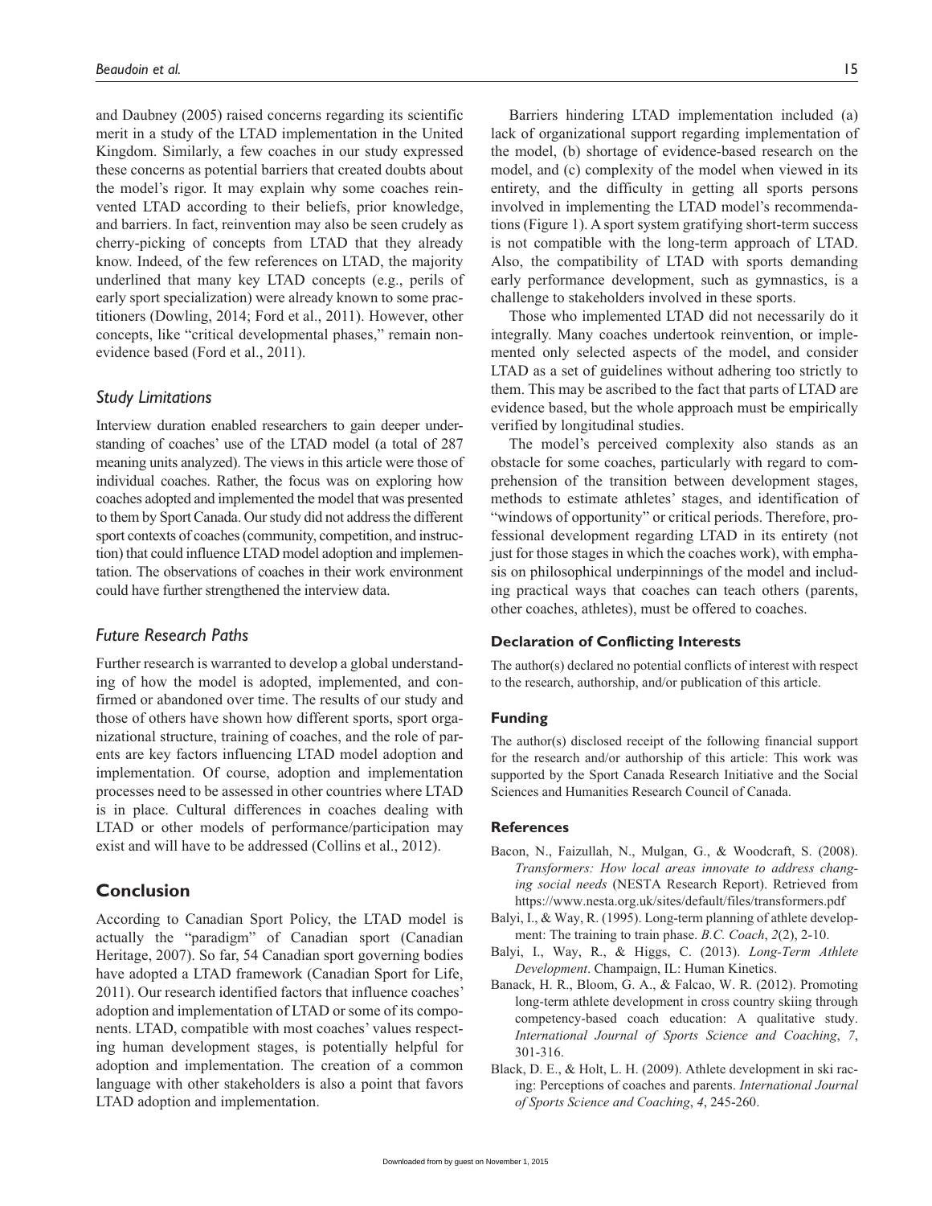and Daubney (2005) raised concerns regarding its scientific merit in a study of the LTAD implementation in the United Kingdom. Similarly, a few coaches in our study expressed these concerns as potential barriers that created doubts about the model's rigor. It may explain why some coaches reinvented LTAD according to their beliefs, prior knowledge, and barriers. In fact, reinvention may also be seen crudely as cherry-picking of concepts from LTAD that they already know. Indeed, of the few references on LTAD, the majority underlined that many key LTAD concepts (e.g., perils of early sport specialization) were already known to some practitioners (Dowling, 2014; Ford et al., 2011). However, other concepts, like "critical developmental phases," remain non-evidence based (Ford et al., 2011).

### *Study Limitations*

Interview duration enabled researchers to gain deeper understanding of coaches' use of the LTAD model (a total of 287 meaning units analyzed). The views in this article were those of individual coaches. Rather, the focus was on exploring how coaches adopted and implemented the model that was presented to them by Sport Canada. Our study did not address the different sport contexts of coaches (community, competition, and instruction) that could influence LTAD model adoption and implementation. The observations of coaches in their work environment could have further strengthened the interview data.

### *Future Research Paths*

Further research is warranted to develop a global understanding of how the model is adopted, implemented, and confirmed or abandoned over time. The results of our study and those of others have shown how different sports, sport organizational structure, training of coaches, and the role of parents are key factors influencing LTAD model adoption and implementation. Of course, adoption and implementation processes need to be assessed in other countries where LTAD is in place. Cultural differences in coaches dealing with LTAD or other models of performance/participation may exist and will have to be addressed (Collins et al., 2012).

## Conclusion

According to Canadian Sport Policy, the LTAD model is actually the "paradigm" of Canadian sport (Canadian Heritage, 2007). So far, 54 Canadian sport governing bodies have adopted a LTAD framework (Canadian Sport for Life, 2011). Our research identified factors that influence coaches' adoption and implementation of LTAD or some of its components. LTAD, compatible with most coaches' values respecting human development stages, is potentially helpful for adoption and implementation. The creation of a common language with other stakeholders is also a point that favors LTAD adoption and implementation.

Barriers hindering LTAD implementation included (a) lack of organizational support regarding implementation of the model, (b) shortage of evidence-based research on the model, and (c) complexity of the model when viewed in its entirety, and the difficulty in getting all sports persons involved in implementing the LTAD model's recommendations (Figure 1). A sport system gratifying short-term success is not compatible with the long-term approach of LTAD. Also, the compatibility of LTAD with sports demanding early performance development, such as gymnastics, is a challenge to stakeholders involved in these sports.

Those who implemented LTAD did not necessarily do it integrally. Many coaches undertook reinvention, or implemented only selected aspects of the model, and consider LTAD as a set of guidelines without adhering too strictly to them. This may be ascribed to the fact that parts of LTAD are evidence based, but the whole approach must be empirically verified by longitudinal studies.

The model's perceived complexity also stands as an obstacle for some coaches, particularly with regard to comprehension of the transition between development stages, methods to estimate athletes' stages, and identification of "windows of opportunity" or critical periods. Therefore, professional development regarding LTAD in its entirety (not just for those stages in which the coaches work), with emphasis on philosophical underpinnings of the model and including practical ways that coaches can teach others (parents, other coaches, athletes), must be offered to coaches.

#### Declaration of Conflicting Interests

The author(s) declared no potential conflicts of interest with respect to the research, authorship, and/or publication of this article.

#### Funding

The author(s) disclosed receipt of the following financial support for the research and/or authorship of this article: This work was supported by the Sport Canada Research Initiative and the Social Sciences and Humanities Research Council of Canada.

#### References

Bacon, N., Faizullah, N., Mulgan, G., & Woodcraft, S. (2008). *Transformers: How local areas innovate to address changing social needs* (NESTA Research Report). Retrieved from https://www.nesta.org.uk/sites/default/files/transformers.pdf

Balyi, I., & Way, R. (1995). Long-term planning of athlete development: The training to train phase. *B.C. Coach*, *2*(2), 2-10.

Balyi, I., Way, R., & Higgs, C. (2013). *Long-Term Athlete Development*. Champaign, IL: Human Kinetics.

Banack, H. R., Bloom, G. A., & Falcao, W. R. (2012). Promoting long-term athlete development in cross country skiing through competency-based coach education: A qualitative study. *International Journal of Sports Science and Coaching*, *7*, 301-316.

Black, D. E., & Holt, L. H. (2009). Athlete development in ski racing: Perceptions of coaches and parents. *International Journal of Sports Science and Coaching*, *4*, 245-260.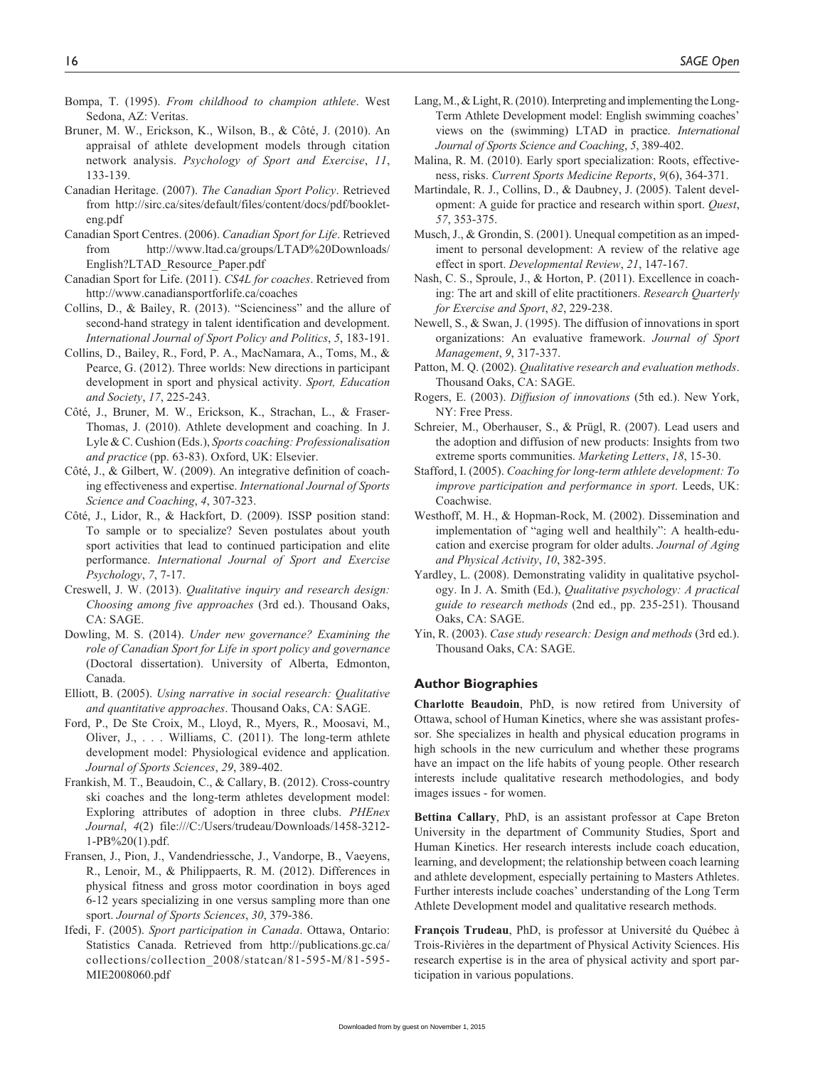Bompa, T. (1995). *From childhood to champion athlete*. West Sedona, AZ: Veritas.

Bruner, M. W., Erickson, K., Wilson, B., & Côté, J. (2010). An appraisal of athlete development models through citation network analysis. *Psychology of Sport and Exercise*, *11*, 133-139.

Canadian Heritage. (2007). *The Canadian Sport Policy*. Retrieved from http://sirc.ca/sites/default/files/content/docs/pdf/booklet-eng.pdf

Canadian Sport Centres. (2006). *Canadian Sport for Life*. Retrieved from http://www.ltad.ca/groups/LTAD%20Downloads/English?LTAD_Resource_Paper.pdf

Canadian Sport for Life. (2011). *CS4L for coaches*. Retrieved from http://www.canadiansportforlife.ca/coaches

Collins, D., & Bailey, R. (2013). "Scienciness" and the allure of second-hand strategy in talent identification and development. *International Journal of Sport Policy and Politics*, *5*, 183-191.

Collins, D., Bailey, R., Ford, P. A., MacNamara, A., Toms, M., & Pearce, G. (2012). Three worlds: New directions in participant development in sport and physical activity. *Sport, Education and Society*, *17*, 225-243.

Côté, J., Bruner, M. W., Erickson, K., Strachan, L., & Fraser-Thomas, J. (2010). Athlete development and coaching. In J. Lyle & C. Cushion (Eds.), *Sports coaching: Professionalisation and practice* (pp. 63-83). Oxford, UK: Elsevier.

Côté, J., & Gilbert, W. (2009). An integrative definition of coaching effectiveness and expertise. *International Journal of Sports Science and Coaching*, *4*, 307-323.

Côté, J., Lidor, R., & Hackfort, D. (2009). ISSP position stand: To sample or to specialize? Seven postulates about youth sport activities that lead to continued participation and elite performance. *International Journal of Sport and Exercise Psychology*, *7*, 7-17.

Creswell, J. W. (2013). *Qualitative inquiry and research design: Choosing among five approaches* (3rd ed.). Thousand Oaks, CA: SAGE.

Dowling, M. S. (2014). *Under new governance? Examining the role of Canadian Sport for Life in sport policy and governance* (Doctoral dissertation). University of Alberta, Edmonton, Canada.

Elliott, B. (2005). *Using narrative in social research: Qualitative and quantitative approaches*. Thousand Oaks, CA: SAGE.

Ford, P., De Ste Croix, M., Lloyd, R., Myers, R., Moosavi, M., Oliver, J., . . . Williams, C. (2011). The long-term athlete development model: Physiological evidence and application. *Journal of Sports Sciences*, *29*, 389-402.

Frankish, M. T., Beaudoin, C., & Callary, B. (2012). Cross-country ski coaches and the long-term athletes development model: Exploring attributes of adoption in three clubs. *PHEnex Journal*, *4*(2) file:///C:/Users/trudeau/Downloads/1458-3212-1-PB%20(1).pdf.

Fransen, J., Pion, J., Vandendriessche, J., Vandorpe, B., Vaeyens, R., Lenoir, M., & Philippaerts, R. M. (2012). Differences in physical fitness and gross motor coordination in boys aged 6-12 years specializing in one versus sampling more than one sport. *Journal of Sports Sciences*, *30*, 379-386.

Ifedi, F. (2005). *Sport participation in Canada*. Ottawa, Ontario: Statistics Canada. Retrieved from http://publications.gc.ca/collections/collection_2008/statcan/81-595-M/81-595-MIE2008060.pdf

Lang, M., & Light, R. (2010). Interpreting and implementing the Long-Term Athlete Development model: English swimming coaches' views on the (swimming) LTAD in practice. *International Journal of Sports Science and Coaching*, *5*, 389-402.

Malina, R. M. (2010). Early sport specialization: Roots, effectiveness, risks. *Current Sports Medicine Reports*, *9*(6), 364-371.

Martindale, R. J., Collins, D., & Daubney, J. (2005). Talent development: A guide for practice and research within sport. *Quest*, *57*, 353-375.

Musch, J., & Grondin, S. (2001). Unequal competition as an impediment to personal development: A review of the relative age effect in sport. *Developmental Review*, *21*, 147-167.

Nash, C. S., Sproule, J., & Horton, P. (2011). Excellence in coaching: The art and skill of elite practitioners. *Research Quarterly for Exercise and Sport*, *82*, 229-238.

Newell, S., & Swan, J. (1995). The diffusion of innovations in sport organizations: An evaluative framework. *Journal of Sport Management*, *9*, 317-337.

Patton, M. Q. (2002). *Qualitative research and evaluation methods*. Thousand Oaks, CA: SAGE.

Rogers, E. (2003). *Diffusion of innovations* (5th ed.). New York, NY: Free Press.

Schreier, M., Oberhauser, S., & Prügl, R. (2007). Lead users and the adoption and diffusion of new products: Insights from two extreme sports communities. *Marketing Letters*, *18*, 15-30.

Stafford, I. (2005). *Coaching for long-term athlete development: To improve participation and performance in sport*. Leeds, UK: Coachwise.

Westhoff, M. H., & Hopman-Rock, M. (2002). Dissemination and implementation of "aging well and healthily": A health-education and exercise program for older adults. *Journal of Aging and Physical Activity*, *10*, 382-395.

Yardley, L. (2008). Demonstrating validity in qualitative psychology. In J. A. Smith (Ed.), *Qualitative psychology: A practical guide to research methods* (2nd ed., pp. 235-251). Thousand Oaks, CA: SAGE.

Yin, R. (2003). *Case study research: Design and methods* (3rd ed.). Thousand Oaks, CA: SAGE.

## Author Biographies

**Charlotte Beaudoin**, PhD, is now retired from University of Ottawa, school of Human Kinetics, where she was assistant professor. She specializes in health and physical education programs in high schools in the new curriculum and whether these programs have an impact on the life habits of young people. Other research interests include qualitative research methodologies, and body images issues - for women.

**Bettina Callary**, PhD, is an assistant professor at Cape Breton University in the department of Community Studies, Sport and Human Kinetics. Her research interests include coach education, learning, and development; the relationship between coach learning and athlete development, especially pertaining to Masters Athletes. Further interests include coaches' understanding of the Long Term Athlete Development model and qualitative research methods.

**François Trudeau**, PhD, is professor at Université du Québec à Trois-Rivières in the department of Physical Activity Sciences. His research expertise is in the area of physical activity and sport participation in various populations.